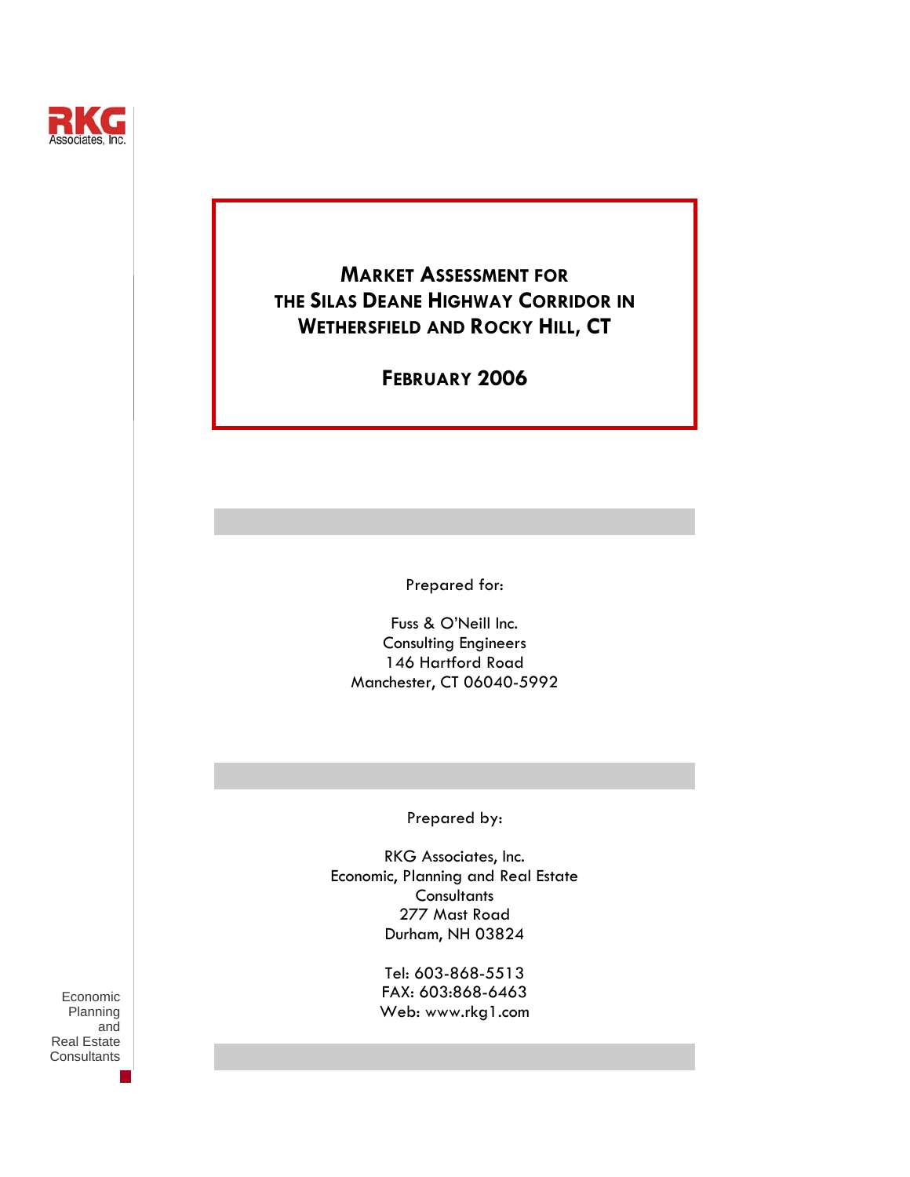RKG Associates, Inc.

# MARKET ASSESSMENT FOR THE SILAS DEANE HIGHWAY CORRIDOR IN WETHERSFIELD AND ROCKY HILL, CT

## FEBRUARY 2006

Prepared for:

Fuss & O'Neill Inc.
Consulting Engineers
146 Hartford Road
Manchester, CT 06040-5992

Prepared by:

RKG Associates, Inc.
Economic, Planning and Real Estate Consultants
277 Mast Road
Durham, NH 03824

Tel: 603-868-5513
FAX: 603:868-6463
Web: www.rkg1.com

Economic Planning and Real Estate Consultants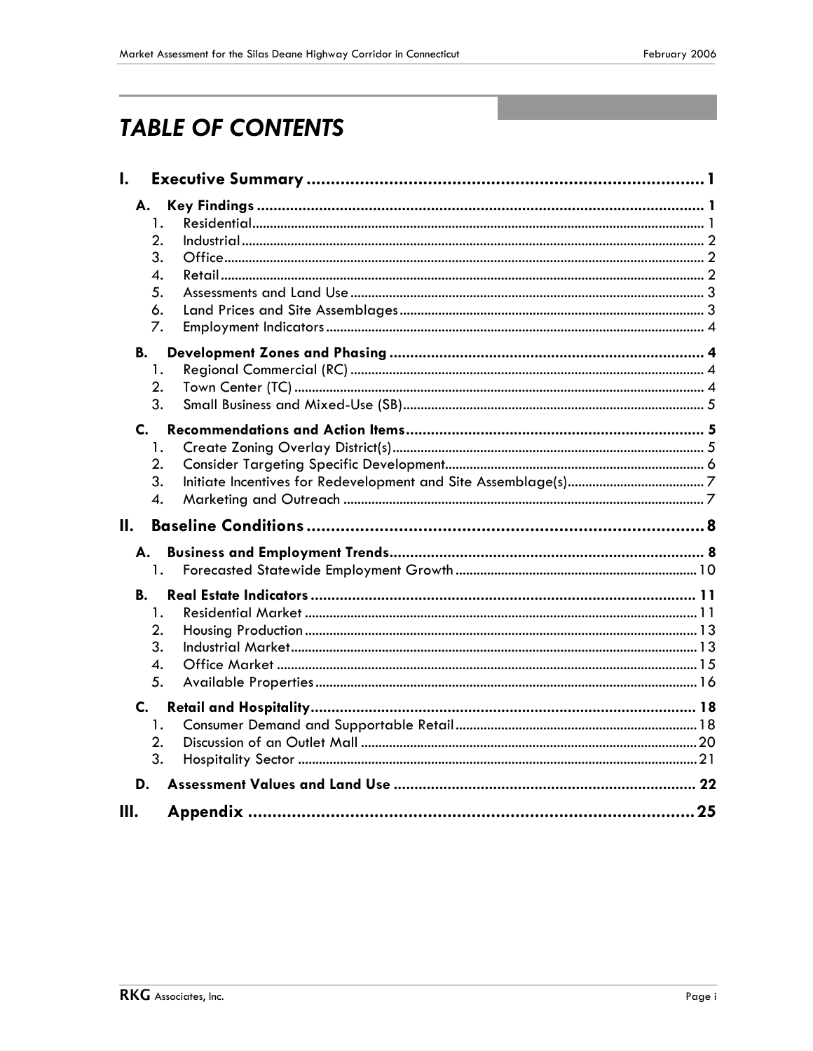# TABLE OF CONTENTS

- **I. Executive Summary** ........ 1
  - **A. Key Findings** ........ 1
    1. Residential ........ 1
    2. Industrial ........ 2
    3. Office ........ 2
    4. Retail ........ 2
    5. Assessments and Land Use ........ 3
    6. Land Prices and Site Assemblages ........ 3
    7. Employment Indicators ........ 4
  - **B. Development Zones and Phasing** ........ 4
    1. Regional Commercial (RC) ........ 4
    2. Town Center (TC) ........ 4
    3. Small Business and Mixed-Use (SB) ........ 5
  - **C. Recommendations and Action Items** ........ 5
    1. Create Zoning Overlay District(s) ........ 5
    2. Consider Targeting Specific Development ........ 6
    3. Initiate Incentives for Redevelopment and Site Assemblage(s) ........ 7
    4. Marketing and Outreach ........ 7
- **II. Baseline Conditions** ........ 8
  - **A. Business and Employment Trends** ........ 8
    1. Forecasted Statewide Employment Growth ........ 10
  - **B. Real Estate Indicators** ........ 11
    1. Residential Market ........ 11
    2. Housing Production ........ 13
    3. Industrial Market ........ 13
    4. Office Market ........ 15
    5. Available Properties ........ 16
  - **C. Retail and Hospitality** ........ 18
    1. Consumer Demand and Supportable Retail ........ 18
    2. Discussion of an Outlet Mall ........ 20
    3. Hospitality Sector ........ 21
  - **D. Assessment Values and Land Use** ........ 22
- **III. Appendix** ........ 25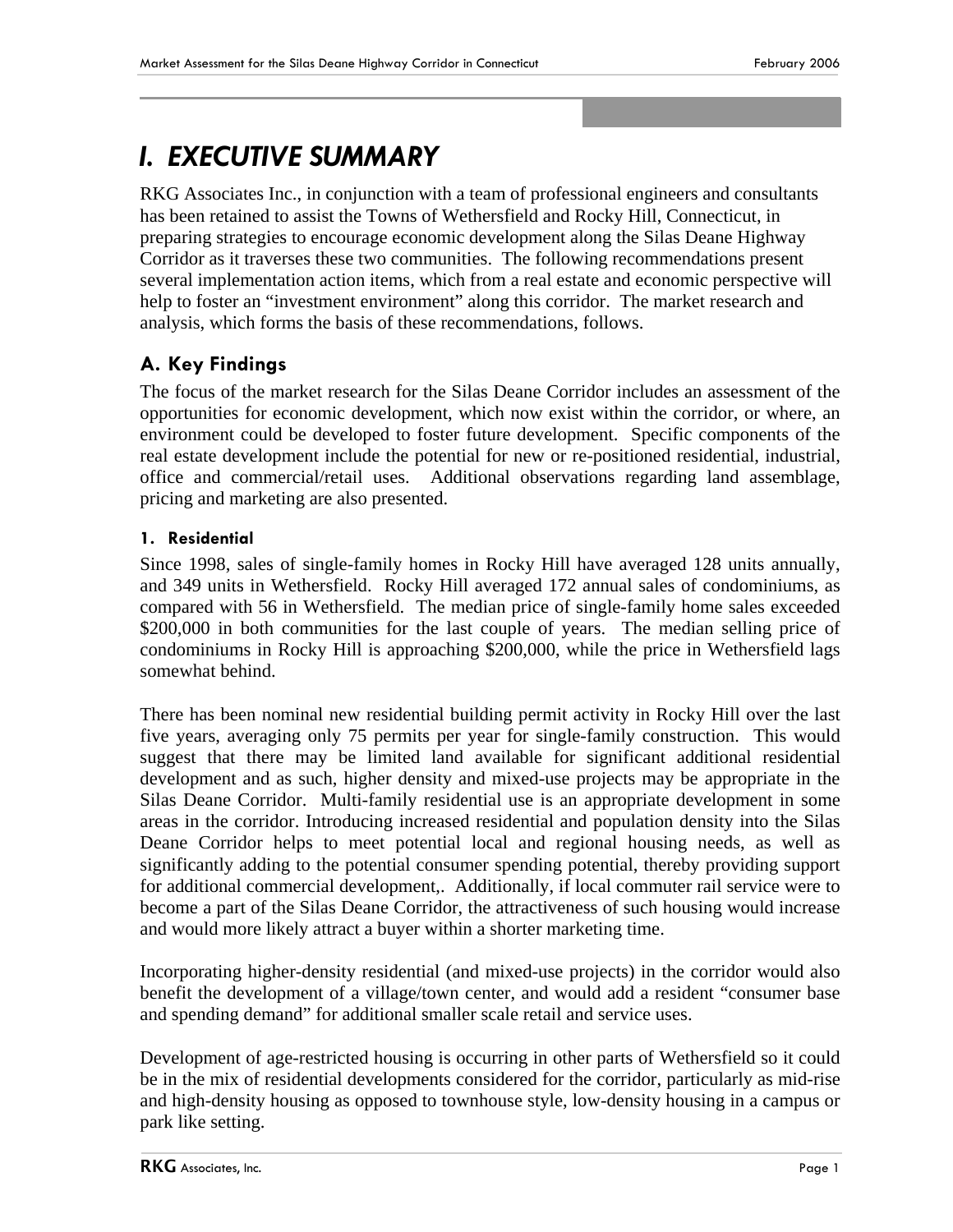# I. EXECUTIVE SUMMARY

RKG Associates Inc., in conjunction with a team of professional engineers and consultants has been retained to assist the Towns of Wethersfield and Rocky Hill, Connecticut, in preparing strategies to encourage economic development along the Silas Deane Highway Corridor as it traverses these two communities. The following recommendations present several implementation action items, which from a real estate and economic perspective will help to foster an "investment environment" along this corridor. The market research and analysis, which forms the basis of these recommendations, follows.

## A. Key Findings

The focus of the market research for the Silas Deane Corridor includes an assessment of the opportunities for economic development, which now exist within the corridor, or where, an environment could be developed to foster future development. Specific components of the real estate development include the potential for new or re-positioned residential, industrial, office and commercial/retail uses. Additional observations regarding land assemblage, pricing and marketing are also presented.

### 1. Residential

Since 1998, sales of single-family homes in Rocky Hill have averaged 128 units annually, and 349 units in Wethersfield. Rocky Hill averaged 172 annual sales of condominiums, as compared with 56 in Wethersfield. The median price of single-family home sales exceeded $200,000 in both communities for the last couple of years. The median selling price of condominiums in Rocky Hill is approaching $200,000, while the price in Wethersfield lags somewhat behind.

There has been nominal new residential building permit activity in Rocky Hill over the last five years, averaging only 75 permits per year for single-family construction. This would suggest that there may be limited land available for significant additional residential development and as such, higher density and mixed-use projects may be appropriate in the Silas Deane Corridor. Multi-family residential use is an appropriate development in some areas in the corridor. Introducing increased residential and population density into the Silas Deane Corridor helps to meet potential local and regional housing needs, as well as significantly adding to the potential consumer spending potential, thereby providing support for additional commercial development,. Additionally, if local commuter rail service were to become a part of the Silas Deane Corridor, the attractiveness of such housing would increase and would more likely attract a buyer within a shorter marketing time.

Incorporating higher-density residential (and mixed-use projects) in the corridor would also benefit the development of a village/town center, and would add a resident "consumer base and spending demand" for additional smaller scale retail and service uses.

Development of age-restricted housing is occurring in other parts of Wethersfield so it could be in the mix of residential developments considered for the corridor, particularly as mid-rise and high-density housing as opposed to townhouse style, low-density housing in a campus or park like setting.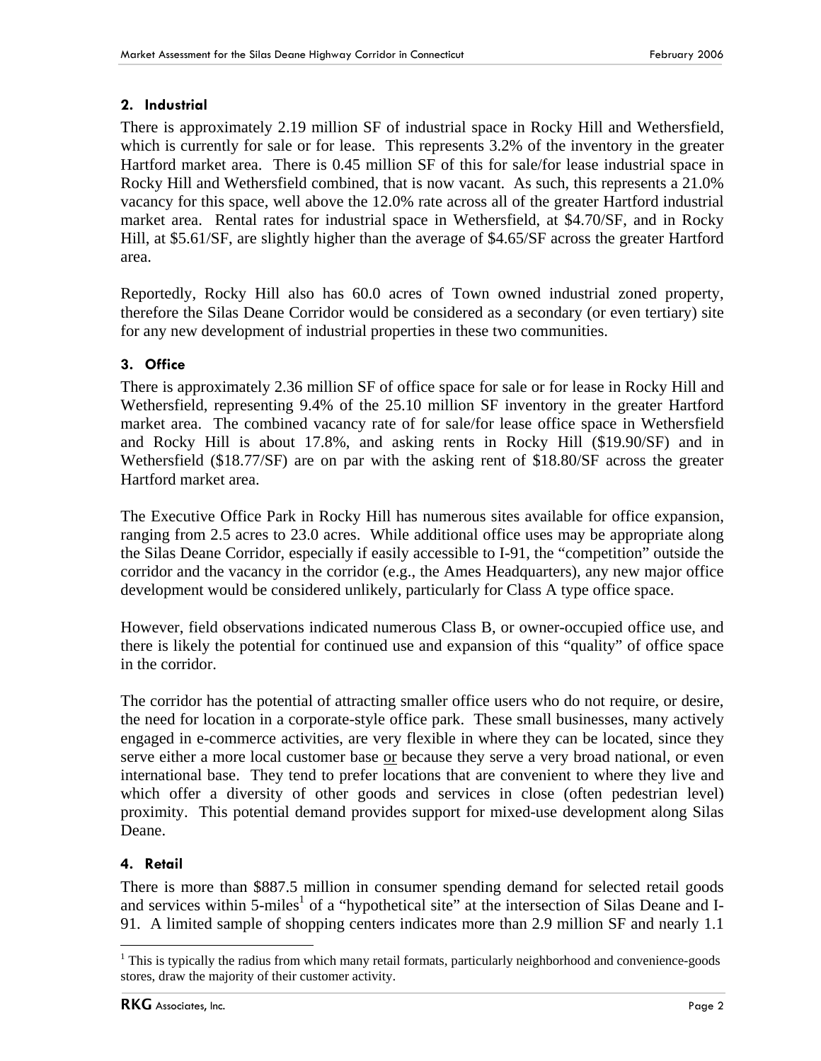### 2. Industrial

There is approximately 2.19 million SF of industrial space in Rocky Hill and Wethersfield, which is currently for sale or for lease. This represents 3.2% of the inventory in the greater Hartford market area. There is 0.45 million SF of this for sale/for lease industrial space in Rocky Hill and Wethersfield combined, that is now vacant. As such, this represents a 21.0% vacancy for this space, well above the 12.0% rate across all of the greater Hartford industrial market area. Rental rates for industrial space in Wethersfield, at $4.70/SF, and in Rocky Hill, at $5.61/SF, are slightly higher than the average of $4.65/SF across the greater Hartford area.

Reportedly, Rocky Hill also has 60.0 acres of Town owned industrial zoned property, therefore the Silas Deane Corridor would be considered as a secondary (or even tertiary) site for any new development of industrial properties in these two communities.

### 3. Office

There is approximately 2.36 million SF of office space for sale or for lease in Rocky Hill and Wethersfield, representing 9.4% of the 25.10 million SF inventory in the greater Hartford market area. The combined vacancy rate of for sale/for lease office space in Wethersfield and Rocky Hill is about 17.8%, and asking rents in Rocky Hill ($19.90/SF) and in Wethersfield ($18.77/SF) are on par with the asking rent of $18.80/SF across the greater Hartford market area.

The Executive Office Park in Rocky Hill has numerous sites available for office expansion, ranging from 2.5 acres to 23.0 acres. While additional office uses may be appropriate along the Silas Deane Corridor, especially if easily accessible to I-91, the "competition" outside the corridor and the vacancy in the corridor (e.g., the Ames Headquarters), any new major office development would be considered unlikely, particularly for Class A type office space.

However, field observations indicated numerous Class B, or owner-occupied office use, and there is likely the potential for continued use and expansion of this "quality" of office space in the corridor.

The corridor has the potential of attracting smaller office users who do not require, or desire, the need for location in a corporate-style office park. These small businesses, many actively engaged in e-commerce activities, are very flexible in where they can be located, since they serve either a more local customer base <u>or</u> because they serve a very broad national, or even international base. They tend to prefer locations that are convenient to where they live and which offer a diversity of other goods and services in close (often pedestrian level) proximity. This potential demand provides support for mixed-use development along Silas Deane.

### 4. Retail

There is more than $887.5 million in consumer spending demand for selected retail goods and services within 5-miles[1] of a "hypothetical site" at the intersection of Silas Deane and I-91. A limited sample of shopping centers indicates more than 2.9 million SF and nearly 1.1

---

[1] This is typically the radius from which many retail formats, particularly neighborhood and convenience-goods stores, draw the majority of their customer activity.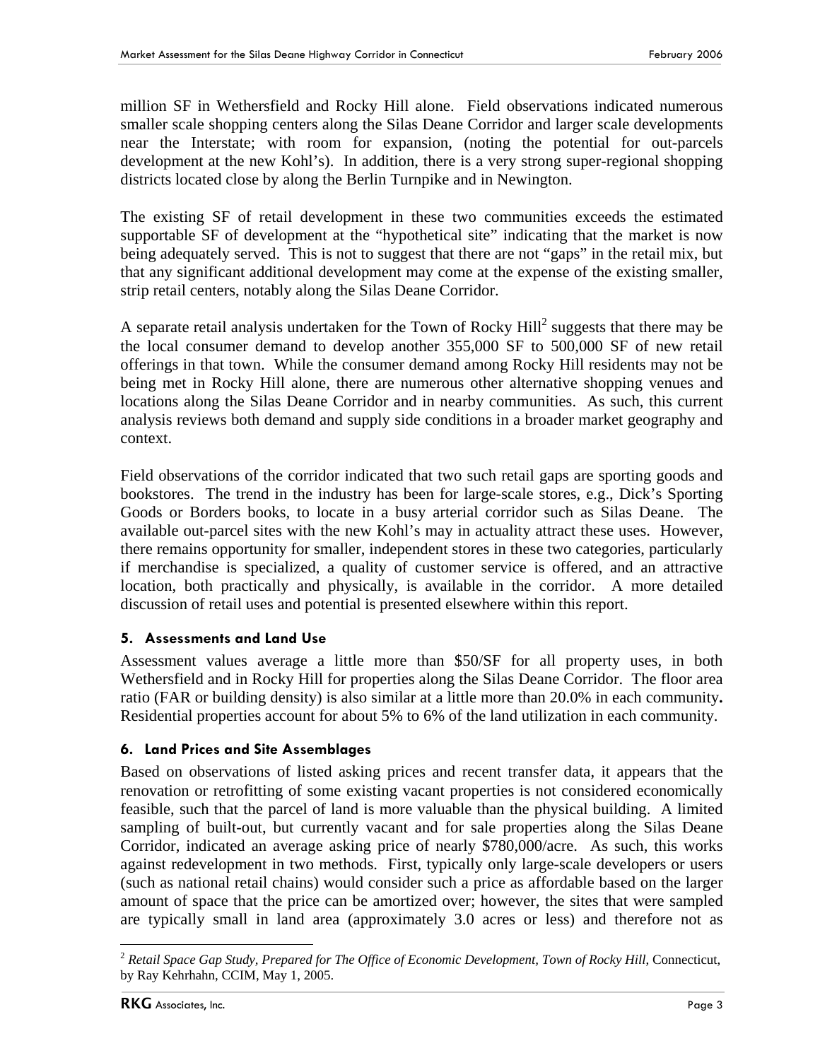million SF in Wethersfield and Rocky Hill alone. Field observations indicated numerous smaller scale shopping centers along the Silas Deane Corridor and larger scale developments near the Interstate; with room for expansion, (noting the potential for out-parcels development at the new Kohl's). In addition, there is a very strong super-regional shopping districts located close by along the Berlin Turnpike and in Newington.

The existing SF of retail development in these two communities exceeds the estimated supportable SF of development at the "hypothetical site" indicating that the market is now being adequately served. This is not to suggest that there are not "gaps" in the retail mix, but that any significant additional development may come at the expense of the existing smaller, strip retail centers, notably along the Silas Deane Corridor.

A separate retail analysis undertaken for the Town of Rocky Hill[2] suggests that there may be the local consumer demand to develop another 355,000 SF to 500,000 SF of new retail offerings in that town. While the consumer demand among Rocky Hill residents may not be being met in Rocky Hill alone, there are numerous other alternative shopping venues and locations along the Silas Deane Corridor and in nearby communities. As such, this current analysis reviews both demand and supply side conditions in a broader market geography and context.

Field observations of the corridor indicated that two such retail gaps are sporting goods and bookstores. The trend in the industry has been for large-scale stores, e.g., Dick's Sporting Goods or Borders books, to locate in a busy arterial corridor such as Silas Deane. The available out-parcel sites with the new Kohl's may in actuality attract these uses. However, there remains opportunity for smaller, independent stores in these two categories, particularly if merchandise is specialized, a quality of customer service is offered, and an attractive location, both practically and physically, is available in the corridor. A more detailed discussion of retail uses and potential is presented elsewhere within this report.

### 5. Assessments and Land Use

Assessment values average a little more than \$50/SF for all property uses, in both Wethersfield and in Rocky Hill for properties along the Silas Deane Corridor. The floor area ratio (FAR or building density) is also similar at a little more than 20.0% in each community**.** Residential properties account for about 5% to 6% of the land utilization in each community.

### 6. Land Prices and Site Assemblages

Based on observations of listed asking prices and recent transfer data, it appears that the renovation or retrofitting of some existing vacant properties is not considered economically feasible, such that the parcel of land is more valuable than the physical building. A limited sampling of built-out, but currently vacant and for sale properties along the Silas Deane Corridor, indicated an average asking price of nearly \$780,000/acre. As such, this works against redevelopment in two methods. First, typically only large-scale developers or users (such as national retail chains) would consider such a price as affordable based on the larger amount of space that the price can be amortized over; however, the sites that were sampled are typically small in land area (approximately 3.0 acres or less) and therefore not as

[2] *Retail Space Gap Study, Prepared for The Office of Economic Development, Town of Rocky Hill*, Connecticut, by Ray Kehrhahn, CCIM, May 1, 2005.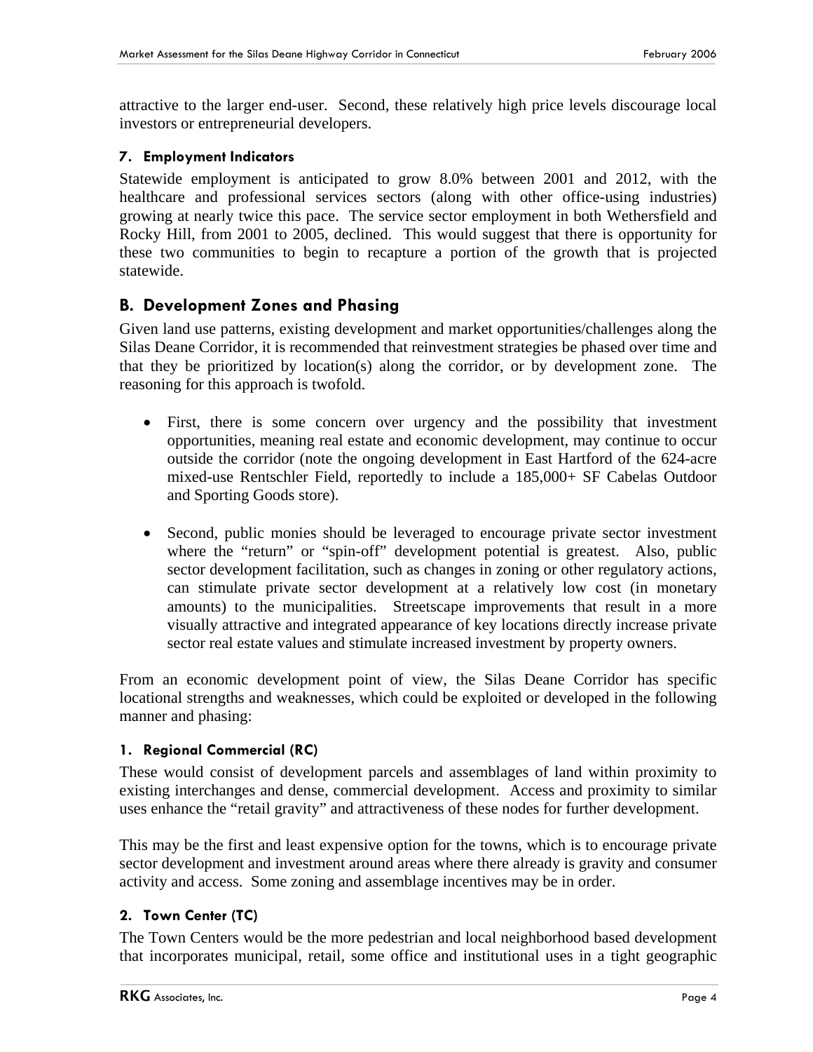attractive to the larger end-user. Second, these relatively high price levels discourage local investors or entrepreneurial developers.

#### 7. Employment Indicators

Statewide employment is anticipated to grow 8.0% between 2001 and 2012, with the healthcare and professional services sectors (along with other office-using industries) growing at nearly twice this pace. The service sector employment in both Wethersfield and Rocky Hill, from 2001 to 2005, declined. This would suggest that there is opportunity for these two communities to begin to recapture a portion of the growth that is projected statewide.

### B. Development Zones and Phasing

Given land use patterns, existing development and market opportunities/challenges along the Silas Deane Corridor, it is recommended that reinvestment strategies be phased over time and that they be prioritized by location(s) along the corridor, or by development zone. The reasoning for this approach is twofold.

- First, there is some concern over urgency and the possibility that investment opportunities, meaning real estate and economic development, may continue to occur outside the corridor (note the ongoing development in East Hartford of the 624-acre mixed-use Rentschler Field, reportedly to include a 185,000+ SF Cabelas Outdoor and Sporting Goods store).

- Second, public monies should be leveraged to encourage private sector investment where the "return" or "spin-off" development potential is greatest. Also, public sector development facilitation, such as changes in zoning or other regulatory actions, can stimulate private sector development at a relatively low cost (in monetary amounts) to the municipalities. Streetscape improvements that result in a more visually attractive and integrated appearance of key locations directly increase private sector real estate values and stimulate increased investment by property owners.

From an economic development point of view, the Silas Deane Corridor has specific locational strengths and weaknesses, which could be exploited or developed in the following manner and phasing:

#### 1. Regional Commercial (RC)

These would consist of development parcels and assemblages of land within proximity to existing interchanges and dense, commercial development. Access and proximity to similar uses enhance the "retail gravity" and attractiveness of these nodes for further development.

This may be the first and least expensive option for the towns, which is to encourage private sector development and investment around areas where there already is gravity and consumer activity and access. Some zoning and assemblage incentives may be in order.

#### 2. Town Center (TC)

The Town Centers would be the more pedestrian and local neighborhood based development that incorporates municipal, retail, some office and institutional uses in a tight geographic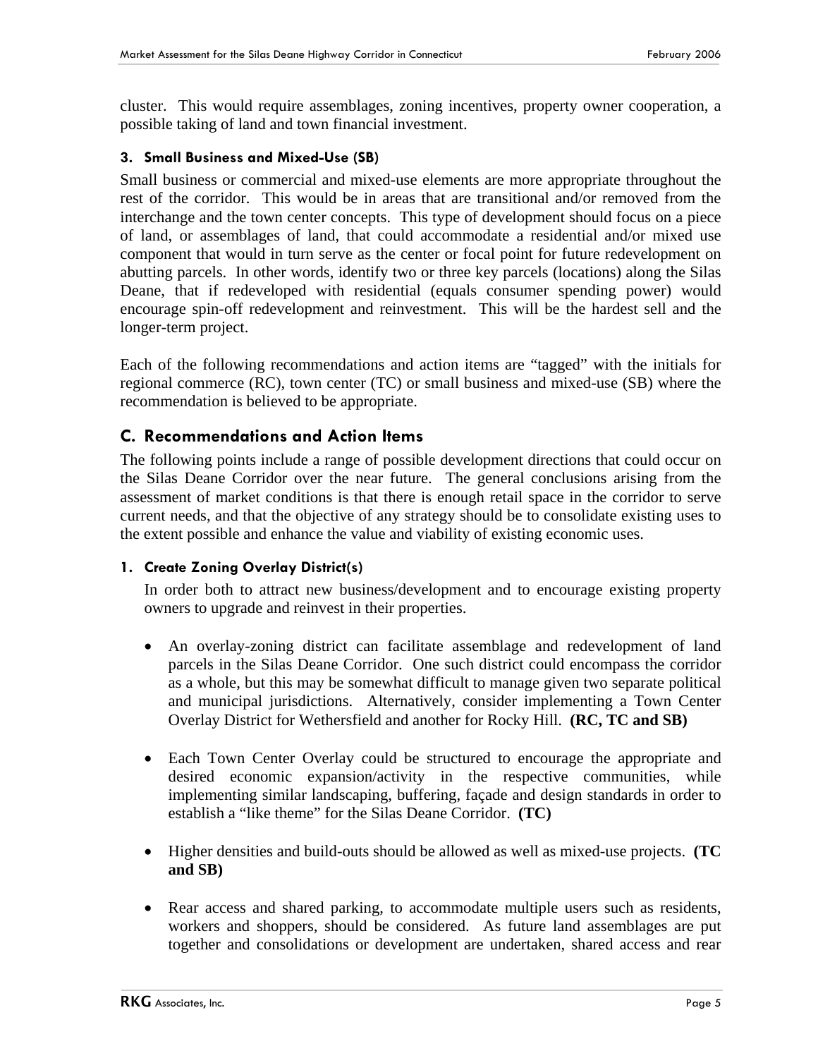cluster. This would require assemblages, zoning incentives, property owner cooperation, a possible taking of land and town financial investment.

#### 3. Small Business and Mixed-Use (SB)

Small business or commercial and mixed-use elements are more appropriate throughout the rest of the corridor. This would be in areas that are transitional and/or removed from the interchange and the town center concepts. This type of development should focus on a piece of land, or assemblages of land, that could accommodate a residential and/or mixed use component that would in turn serve as the center or focal point for future redevelopment on abutting parcels. In other words, identify two or three key parcels (locations) along the Silas Deane, that if redeveloped with residential (equals consumer spending power) would encourage spin-off redevelopment and reinvestment. This will be the hardest sell and the longer-term project.

Each of the following recommendations and action items are "tagged" with the initials for regional commerce (RC), town center (TC) or small business and mixed-use (SB) where the recommendation is believed to be appropriate.

## C. Recommendations and Action Items

The following points include a range of possible development directions that could occur on the Silas Deane Corridor over the near future. The general conclusions arising from the assessment of market conditions is that there is enough retail space in the corridor to serve current needs, and that the objective of any strategy should be to consolidate existing uses to the extent possible and enhance the value and viability of existing economic uses.

#### 1. Create Zoning Overlay District(s)

In order both to attract new business/development and to encourage existing property owners to upgrade and reinvest in their properties.

- An overlay-zoning district can facilitate assemblage and redevelopment of land parcels in the Silas Deane Corridor. One such district could encompass the corridor as a whole, but this may be somewhat difficult to manage given two separate political and municipal jurisdictions. Alternatively, consider implementing a Town Center Overlay District for Wethersfield and another for Rocky Hill. **(RC, TC and SB)**

- Each Town Center Overlay could be structured to encourage the appropriate and desired economic expansion/activity in the respective communities, while implementing similar landscaping, buffering, façade and design standards in order to establish a "like theme" for the Silas Deane Corridor. **(TC)**

- Higher densities and build-outs should be allowed as well as mixed-use projects. **(TC and SB)**

- Rear access and shared parking, to accommodate multiple users such as residents, workers and shoppers, should be considered. As future land assemblages are put together and consolidations or development are undertaken, shared access and rear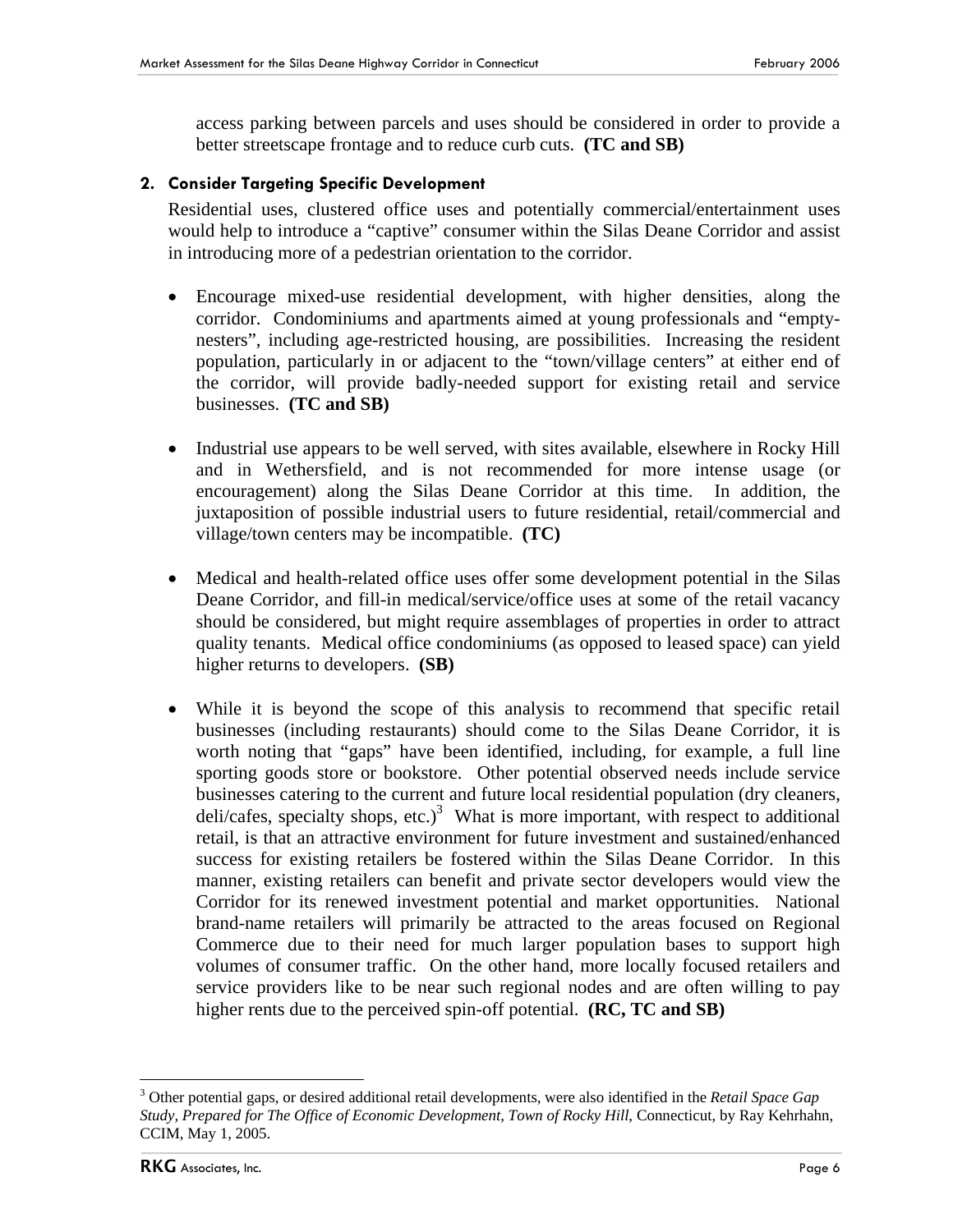access parking between parcels and uses should be considered in order to provide a better streetscape frontage and to reduce curb cuts. **(TC and SB)**

### 2. Consider Targeting Specific Development

Residential uses, clustered office uses and potentially commercial/entertainment uses would help to introduce a "captive" consumer within the Silas Deane Corridor and assist in introducing more of a pedestrian orientation to the corridor.

- Encourage mixed-use residential development, with higher densities, along the corridor. Condominiums and apartments aimed at young professionals and "empty-nesters", including age-restricted housing, are possibilities. Increasing the resident population, particularly in or adjacent to the "town/village centers" at either end of the corridor, will provide badly-needed support for existing retail and service businesses. **(TC and SB)**

- Industrial use appears to be well served, with sites available, elsewhere in Rocky Hill and in Wethersfield, and is not recommended for more intense usage (or encouragement) along the Silas Deane Corridor at this time. In addition, the juxtaposition of possible industrial users to future residential, retail/commercial and village/town centers may be incompatible. **(TC)**

- Medical and health-related office uses offer some development potential in the Silas Deane Corridor, and fill-in medical/service/office uses at some of the retail vacancy should be considered, but might require assemblages of properties in order to attract quality tenants. Medical office condominiums (as opposed to leased space) can yield higher returns to developers. **(SB)**

- While it is beyond the scope of this analysis to recommend that specific retail businesses (including restaurants) should come to the Silas Deane Corridor, it is worth noting that "gaps" have been identified, including, for example, a full line sporting goods store or bookstore. Other potential observed needs include service businesses catering to the current and future local residential population (dry cleaners, deli/cafes, specialty shops, etc.)[3] What is more important, with respect to additional retail, is that an attractive environment for future investment and sustained/enhanced success for existing retailers be fostered within the Silas Deane Corridor. In this manner, existing retailers can benefit and private sector developers would view the Corridor for its renewed investment potential and market opportunities. National brand-name retailers will primarily be attracted to the areas focused on Regional Commerce due to their need for much larger population bases to support high volumes of consumer traffic. On the other hand, more locally focused retailers and service providers like to be near such regional nodes and are often willing to pay higher rents due to the perceived spin-off potential. **(RC, TC and SB)**

[3] Other potential gaps, or desired additional retail developments, were also identified in the *Retail Space Gap Study, Prepared for The Office of Economic Development, Town of Rocky Hill*, Connecticut, by Ray Kehrhahn, CCIM, May 1, 2005.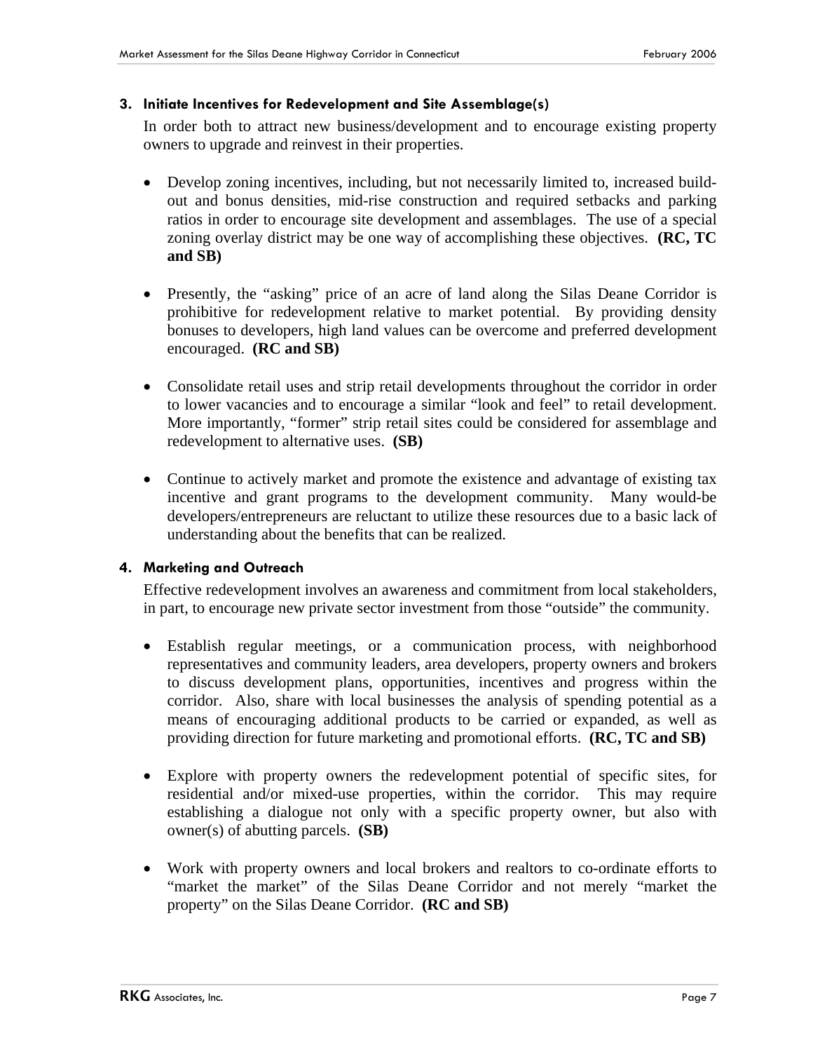### 3. Initiate Incentives for Redevelopment and Site Assemblage(s)

In order both to attract new business/development and to encourage existing property owners to upgrade and reinvest in their properties.

- Develop zoning incentives, including, but not necessarily limited to, increased build-out and bonus densities, mid-rise construction and required setbacks and parking ratios in order to encourage site development and assemblages. The use of a special zoning overlay district may be one way of accomplishing these objectives. **(RC, TC and SB)**

- Presently, the "asking" price of an acre of land along the Silas Deane Corridor is prohibitive for redevelopment relative to market potential. By providing density bonuses to developers, high land values can be overcome and preferred development encouraged. **(RC and SB)**

- Consolidate retail uses and strip retail developments throughout the corridor in order to lower vacancies and to encourage a similar "look and feel" to retail development. More importantly, "former" strip retail sites could be considered for assemblage and redevelopment to alternative uses. **(SB)**

- Continue to actively market and promote the existence and advantage of existing tax incentive and grant programs to the development community. Many would-be developers/entrepreneurs are reluctant to utilize these resources due to a basic lack of understanding about the benefits that can be realized.

### 4. Marketing and Outreach

Effective redevelopment involves an awareness and commitment from local stakeholders, in part, to encourage new private sector investment from those "outside" the community.

- Establish regular meetings, or a communication process, with neighborhood representatives and community leaders, area developers, property owners and brokers to discuss development plans, opportunities, incentives and progress within the corridor. Also, share with local businesses the analysis of spending potential as a means of encouraging additional products to be carried or expanded, as well as providing direction for future marketing and promotional efforts. **(RC, TC and SB)**

- Explore with property owners the redevelopment potential of specific sites, for residential and/or mixed-use properties, within the corridor. This may require establishing a dialogue not only with a specific property owner, but also with owner(s) of abutting parcels. **(SB)**

- Work with property owners and local brokers and realtors to co-ordinate efforts to "market the market" of the Silas Deane Corridor and not merely "market the property" on the Silas Deane Corridor. **(RC and SB)**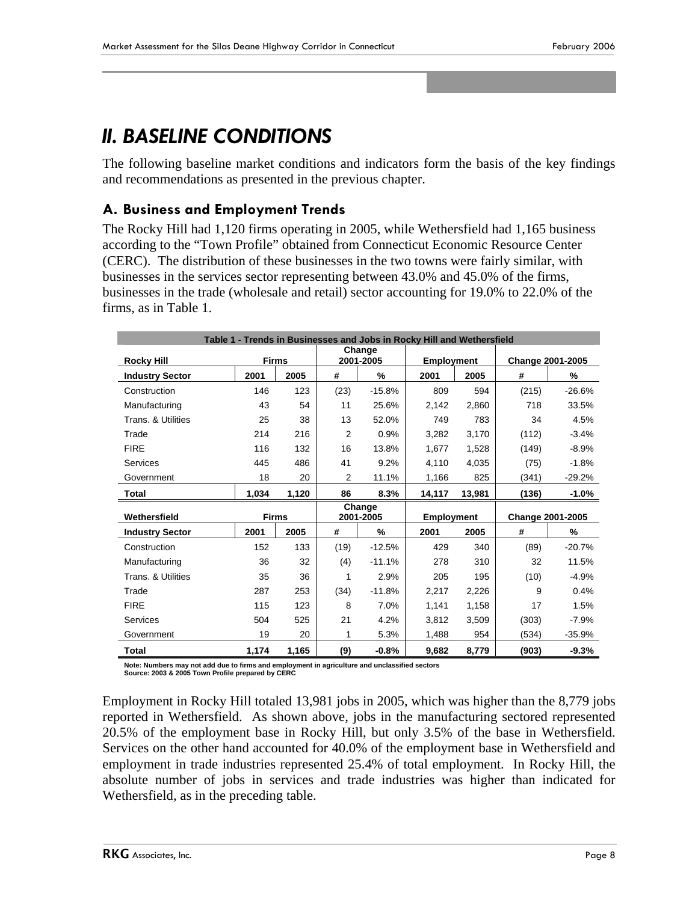// II. BASELINE CONDITIONS

# II. BASELINE CONDITIONS

The following baseline market conditions and indicators form the basis of the key findings and recommendations as presented in the previous chapter.

## A. Business and Employment Trends

The Rocky Hill had 1,120 firms operating in 2005, while Wethersfield had 1,165 business according to the "Town Profile" obtained from Connecticut Economic Resource Center (CERC). The distribution of these businesses in the two towns were fairly similar, with businesses in the services sector representing between 43.0% and 45.0% of the firms, businesses in the trade (wholesale and retail) sector accounting for 19.0% to 22.0% of the firms, as in Table 1.

**Table 1 - Trends in Businesses and Jobs in Rocky Hill and Wethersfield**

| Rocky Hill | Firms | | Change 2001-2005 | | Employment | | Change 2001-2005 | |
|---|---|---|---|---|---|---|---|---|
| **Industry Sector** | **2001** | **2005** | **#** | **%** | **2001** | **2005** | **#** | **%** |
| Construction | 146 | 123 | (23) | -15.8% | 809 | 594 | (215) | -26.6% |
| Manufacturing | 43 | 54 | 11 | 25.6% | 2,142 | 2,860 | 718 | 33.5% |
| Trans. & Utilities | 25 | 38 | 13 | 52.0% | 749 | 783 | 34 | 4.5% |
| Trade | 214 | 216 | 2 | 0.9% | 3,282 | 3,170 | (112) | -3.4% |
| FIRE | 116 | 132 | 16 | 13.8% | 1,677 | 1,528 | (149) | -8.9% |
| Services | 445 | 486 | 41 | 9.2% | 4,110 | 4,035 | (75) | -1.8% |
| Government | 18 | 20 | 2 | 11.1% | 1,166 | 825 | (341) | -29.2% |
| **Total** | **1,034** | **1,120** | **86** | **8.3%** | **14,117** | **13,981** | **(136)** | **-1.0%** |
| **Wethersfield** | **Firms** | | **Change 2001-2005** | | **Employment** | | **Change 2001-2005** | |
| **Industry Sector** | **2001** | **2005** | **#** | **%** | **2001** | **2005** | **#** | **%** |
| Construction | 152 | 133 | (19) | -12.5% | 429 | 340 | (89) | -20.7% |
| Manufacturing | 36 | 32 | (4) | -11.1% | 278 | 310 | 32 | 11.5% |
| Trans. & Utilities | 35 | 36 | 1 | 2.9% | 205 | 195 | (10) | -4.9% |
| Trade | 287 | 253 | (34) | -11.8% | 2,217 | 2,226 | 9 | 0.4% |
| FIRE | 115 | 123 | 8 | 7.0% | 1,141 | 1,158 | 17 | 1.5% |
| Services | 504 | 525 | 21 | 4.2% | 3,812 | 3,509 | (303) | -7.9% |
| Government | 19 | 20 | 1 | 5.3% | 1,488 | 954 | (534) | -35.9% |
| **Total** | **1,174** | **1,165** | **(9)** | **-0.8%** | **9,682** | **8,779** | **(903)** | **-9.3%** |

**Note: Numbers may not add due to firms and employment in agriculture and unclassified sectors**
**Source: 2003 & 2005 Town Profile prepared by CERC**

Employment in Rocky Hill totaled 13,981 jobs in 2005, which was higher than the 8,779 jobs reported in Wethersfield. As shown above, jobs in the manufacturing sectored represented 20.5% of the employment base in Rocky Hill, but only 3.5% of the base in Wethersfield. Services on the other hand accounted for 40.0% of the employment base in Wethersfield and employment in trade industries represented 25.4% of total employment. In Rocky Hill, the absolute number of jobs in services and trade industries was higher than indicated for Wethersfield, as in the preceding table.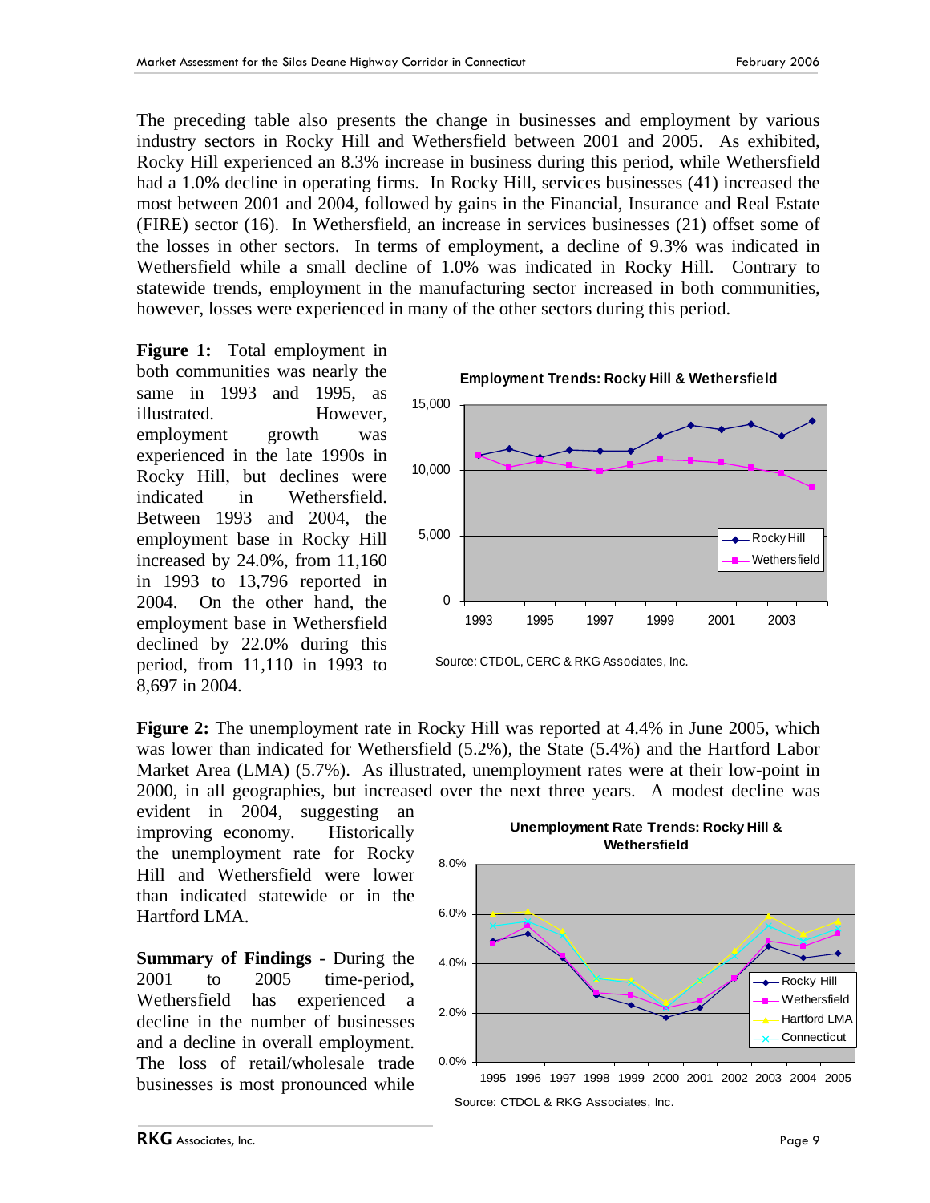The preceding table also presents the change in businesses and employment by various industry sectors in Rocky Hill and Wethersfield between 2001 and 2005. As exhibited, Rocky Hill experienced an 8.3% increase in business during this period, while Wethersfield had a 1.0% decline in operating firms. In Rocky Hill, services businesses (41) increased the most between 2001 and 2004, followed by gains in the Financial, Insurance and Real Estate (FIRE) sector (16). In Wethersfield, an increase in services businesses (21) offset some of the losses in other sectors. In terms of employment, a decline of 9.3% was indicated in Wethersfield while a small decline of 1.0% was indicated in Rocky Hill. Contrary to statewide trends, employment in the manufacturing sector increased in both communities, however, losses were experienced in many of the other sectors during this period.

**Figure 1:** Total employment in both communities was nearly the same in 1993 and 1995, as illustrated. However, employment growth was experienced in the late 1990s in Rocky Hill, but declines were indicated in Wethersfield. Between 1993 and 2004, the employment base in Rocky Hill increased by 24.0%, from 11,160 in 1993 to 13,796 reported in 2004. On the other hand, the employment base in Wethersfield declined by 22.0% during this period, from 11,110 in 1993 to 8,697 in 2004.

**Employment Trends: Rocky Hill & Wethersfield**

Source: CTDOL, CERC & RKG Associates, Inc.

**Figure 2:** The unemployment rate in Rocky Hill was reported at 4.4% in June 2005, which was lower than indicated for Wethersfield (5.2%), the State (5.4%) and the Hartford Labor Market Area (LMA) (5.7%). As illustrated, unemployment rates were at their low-point in 2000, in all geographies, but increased over the next three years. A modest decline was evident in 2004, suggesting an improving economy. Historically the unemployment rate for Rocky Hill and Wethersfield were lower than indicated statewide or in the Hartford LMA.

**Unemployment Rate Trends: Rocky Hill & Wethersfield**

Source: CTDOL & RKG Associates, Inc.

**Summary of Findings** - During the 2001 to 2005 time-period, Wethersfield has experienced a decline in the number of businesses and a decline in overall employment. The loss of retail/wholesale trade businesses is most pronounced while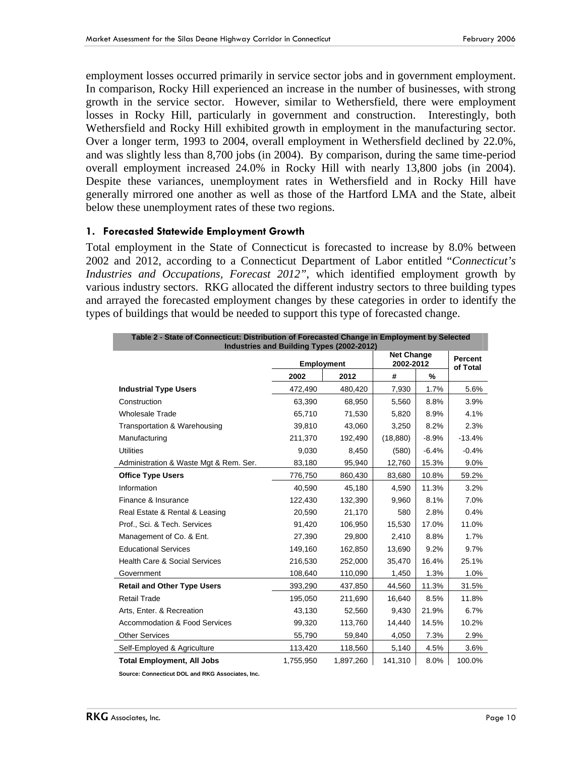employment losses occurred primarily in service sector jobs and in government employment. In comparison, Rocky Hill experienced an increase in the number of businesses, with strong growth in the service sector. However, similar to Wethersfield, there were employment losses in Rocky Hill, particularly in government and construction. Interestingly, both Wethersfield and Rocky Hill exhibited growth in employment in the manufacturing sector. Over a longer term, 1993 to 2004, overall employment in Wethersfield declined by 22.0%, and was slightly less than 8,700 jobs (in 2004). By comparison, during the same time-period overall employment increased 24.0% in Rocky Hill with nearly 13,800 jobs (in 2004). Despite these variances, unemployment rates in Wethersfield and in Rocky Hill have generally mirrored one another as well as those of the Hartford LMA and the State, albeit below these unemployment rates of these two regions.

### 1. Forecasted Statewide Employment Growth

Total employment in the State of Connecticut is forecasted to increase by 8.0% between 2002 and 2012, according to a Connecticut Department of Labor entitled "*Connecticut's Industries and Occupations, Forecast 2012"*, which identified employment growth by various industry sectors. RKG allocated the different industry sectors to three building types and arrayed the forecasted employment changes by these categories in order to identify the types of buildings that would be needed to support this type of forecasted change.

**Table 2 - State of Connecticut: Distribution of Forecasted Change in Employment by Selected Industries and Building Types (2002-2012)**

| | Employment | | Net Change 2002-2012 | | Percent of Total |
|---|---|---|---|---|---|
| | 2002 | 2012 | # | % | |
| **Industrial Type Users** | 472,490 | 480,420 | 7,930 | 1.7% | 5.6% |
| Construction | 63,390 | 68,950 | 5,560 | 8.8% | 3.9% |
| Wholesale Trade | 65,710 | 71,530 | 5,820 | 8.9% | 4.1% |
| Transportation & Warehousing | 39,810 | 43,060 | 3,250 | 8.2% | 2.3% |
| Manufacturing | 211,370 | 192,490 | (18,880) | -8.9% | -13.4% |
| Utilities | 9,030 | 8,450 | (580) | -6.4% | -0.4% |
| Administration & Waste Mgt & Rem. Ser. | 83,180 | 95,940 | 12,760 | 15.3% | 9.0% |
| **Office Type Users** | 776,750 | 860,430 | 83,680 | 10.8% | 59.2% |
| Information | 40,590 | 45,180 | 4,590 | 11.3% | 3.2% |
| Finance & Insurance | 122,430 | 132,390 | 9,960 | 8.1% | 7.0% |
| Real Estate & Rental & Leasing | 20,590 | 21,170 | 580 | 2.8% | 0.4% |
| Prof., Sci. & Tech. Services | 91,420 | 106,950 | 15,530 | 17.0% | 11.0% |
| Management of Co. & Ent. | 27,390 | 29,800 | 2,410 | 8.8% | 1.7% |
| Educational Services | 149,160 | 162,850 | 13,690 | 9.2% | 9.7% |
| Health Care & Social Services | 216,530 | 252,000 | 35,470 | 16.4% | 25.1% |
| Government | 108,640 | 110,090 | 1,450 | 1.3% | 1.0% |
| **Retail and Other Type Users** | 393,290 | 437,850 | 44,560 | 11.3% | 31.5% |
| Retail Trade | 195,050 | 211,690 | 16,640 | 8.5% | 11.8% |
| Arts, Enter. & Recreation | 43,130 | 52,560 | 9,430 | 21.9% | 6.7% |
| Accommodation & Food Services | 99,320 | 113,760 | 14,440 | 14.5% | 10.2% |
| Other Services | 55,790 | 59,840 | 4,050 | 7.3% | 2.9% |
| Self-Employed & Agriculture | 113,420 | 118,560 | 5,140 | 4.5% | 3.6% |
| **Total Employment, All Jobs** | 1,755,950 | 1,897,260 | 141,310 | 8.0% | 100.0% |

Source: Connecticut DOL and RKG Associates, Inc.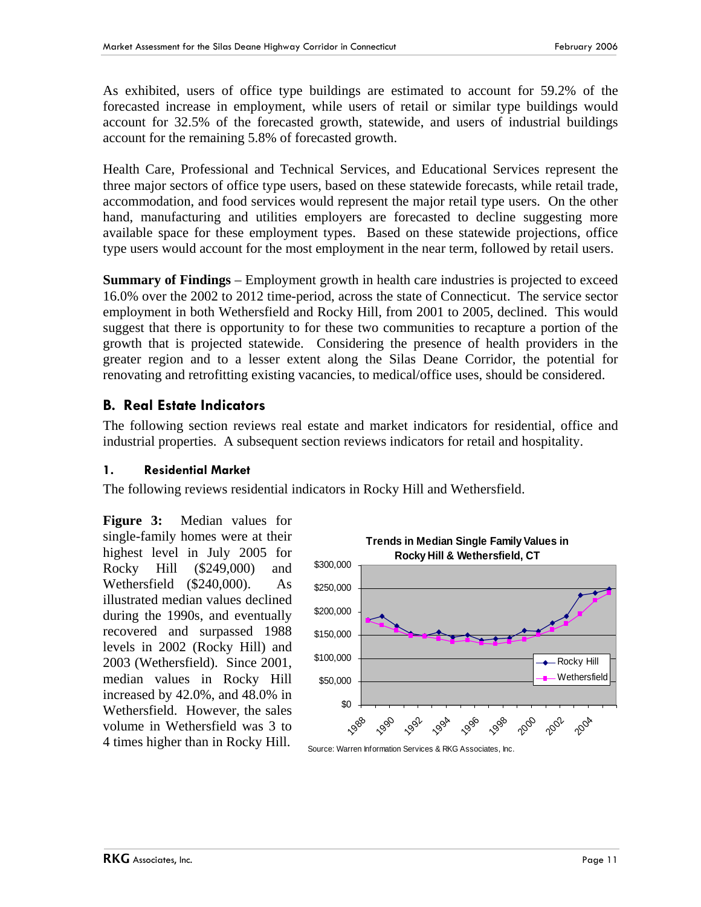As exhibited, users of office type buildings are estimated to account for 59.2% of the forecasted increase in employment, while users of retail or similar type buildings would account for 32.5% of the forecasted growth, statewide, and users of industrial buildings account for the remaining 5.8% of forecasted growth.

Health Care, Professional and Technical Services, and Educational Services represent the three major sectors of office type users, based on these statewide forecasts, while retail trade, accommodation, and food services would represent the major retail type users. On the other hand, manufacturing and utilities employers are forecasted to decline suggesting more available space for these employment types. Based on these statewide projections, office type users would account for the most employment in the near term, followed by retail users.

**Summary of Findings** – Employment growth in health care industries is projected to exceed 16.0% over the 2002 to 2012 time-period, across the state of Connecticut. The service sector employment in both Wethersfield and Rocky Hill, from 2001 to 2005, declined. This would suggest that there is opportunity to for these two communities to recapture a portion of the growth that is projected statewide. Considering the presence of health providers in the greater region and to a lesser extent along the Silas Deane Corridor, the potential for renovating and retrofitting existing vacancies, to medical/office uses, should be considered.

## B. Real Estate Indicators

The following section reviews real estate and market indicators for residential, office and industrial properties. A subsequent section reviews indicators for retail and hospitality.

### 1. Residential Market

The following reviews residential indicators in Rocky Hill and Wethersfield.

**Figure 3:** Median values for single-family homes were at their highest level in July 2005 for Rocky Hill ($249,000) and Wethersfield ($240,000). As illustrated median values declined during the 1990s, and eventually recovered and surpassed 1988 levels in 2002 (Rocky Hill) and 2003 (Wethersfield). Since 2001, median values in Rocky Hill increased by 42.0%, and 48.0% in Wethersfield. However, the sales volume in Wethersfield was 3 to 4 times higher than in Rocky Hill.

**Trends in Median Single Family Values in Rocky Hill & Wethersfield, CT**

Source: Warren Information Services & RKG Associates, Inc.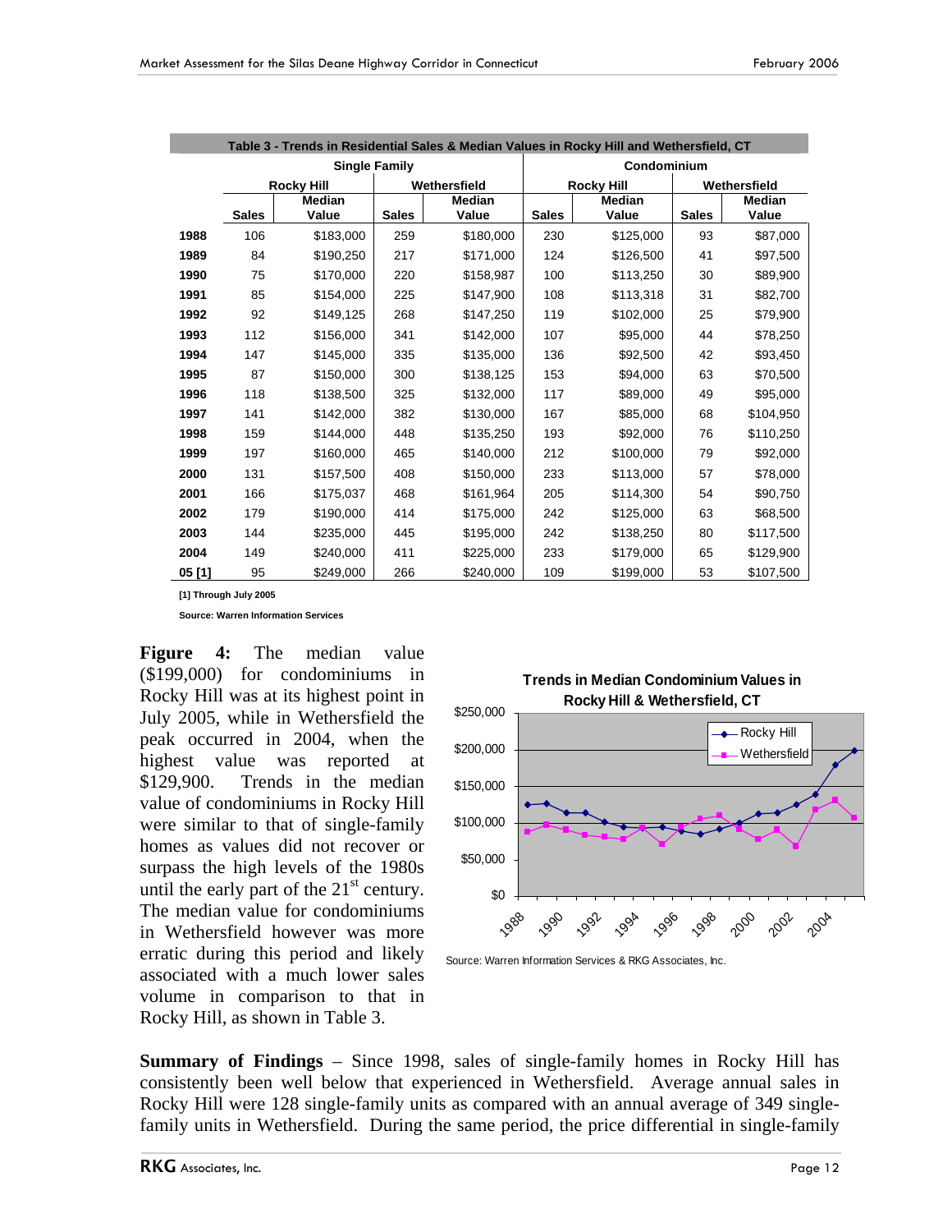**Table 3 - Trends in Residential Sales & Median Values in Rocky Hill and Wethersfield, CT**

| | Single Family | | | | Condominium | | | |
|---|---|---|---|---|---|---|---|---|
| | Rocky Hill | | Wethersfield | | Rocky Hill | | Wethersfield | |
| | Sales | Median Value | Sales | Median Value | Sales | Median Value | Sales | Median Value |
| **1988** | 106 | $183,000 | 259 | $180,000 | 230 | $125,000 | 93 | $87,000 |
| **1989** | 84 | $190,250 | 217 | $171,000 | 124 | $126,500 | 41 | $97,500 |
| **1990** | 75 | $170,000 | 220 | $158,987 | 100 | $113,250 | 30 | $89,900 |
| **1991** | 85 | $154,000 | 225 | $147,900 | 108 | $113,318 | 31 | $82,700 |
| **1992** | 92 | $149,125 | 268 | $147,250 | 119 | $102,000 | 25 | $79,900 |
| **1993** | 112 | $156,000 | 341 | $142,000 | 107 | $95,000 | 44 | $78,250 |
| **1994** | 147 | $145,000 | 335 | $135,000 | 136 | $92,500 | 42 | $93,450 |
| **1995** | 87 | $150,000 | 300 | $138,125 | 153 | $94,000 | 63 | $70,500 |
| **1996** | 118 | $138,500 | 325 | $132,000 | 117 | $89,000 | 49 | $95,000 |
| **1997** | 141 | $142,000 | 382 | $130,000 | 167 | $85,000 | 68 | $104,950 |
| **1998** | 159 | $144,000 | 448 | $135,250 | 193 | $92,000 | 76 | $110,250 |
| **1999** | 197 | $160,000 | 465 | $140,000 | 212 | $100,000 | 79 | $92,000 |
| **2000** | 131 | $157,500 | 408 | $150,000 | 233 | $113,000 | 57 | $78,000 |
| **2001** | 166 | $175,037 | 468 | $161,964 | 205 | $114,300 | 54 | $90,750 |
| **2002** | 179 | $190,000 | 414 | $175,000 | 242 | $125,000 | 63 | $68,500 |
| **2003** | 144 | $235,000 | 445 | $195,000 | 242 | $138,250 | 80 | $117,500 |
| **2004** | 149 | $240,000 | 411 | $225,000 | 233 | $179,000 | 65 | $129,900 |
| **05 [1]** | 95 | $249,000 | 266 | $240,000 | 109 | $199,000 | 53 | $107,500 |

[1] Through July 2005

Source: Warren Information Services

**Figure 4:** The median value ($199,000) for condominiums in Rocky Hill was at its highest point in July 2005, while in Wethersfield the peak occurred in 2004, when the highest value was reported at $129,900. Trends in the median value of condominiums in Rocky Hill were similar to that of single-family homes as values did not recover or surpass the high levels of the 1980s until the early part of the 21st century. The median value for condominiums in Wethersfield however was more erratic during this period and likely associated with a much lower sales volume in comparison to that in Rocky Hill, as shown in Table 3.

**Trends in Median Condominium Values in Rocky Hill & Wethersfield, CT**

Source: Warren Information Services & RKG Associates, Inc.

**Summary of Findings** – Since 1998, sales of single-family homes in Rocky Hill has consistently been well below that experienced in Wethersfield. Average annual sales in Rocky Hill were 128 single-family units as compared with an annual average of 349 single-family units in Wethersfield. During the same period, the price differential in single-family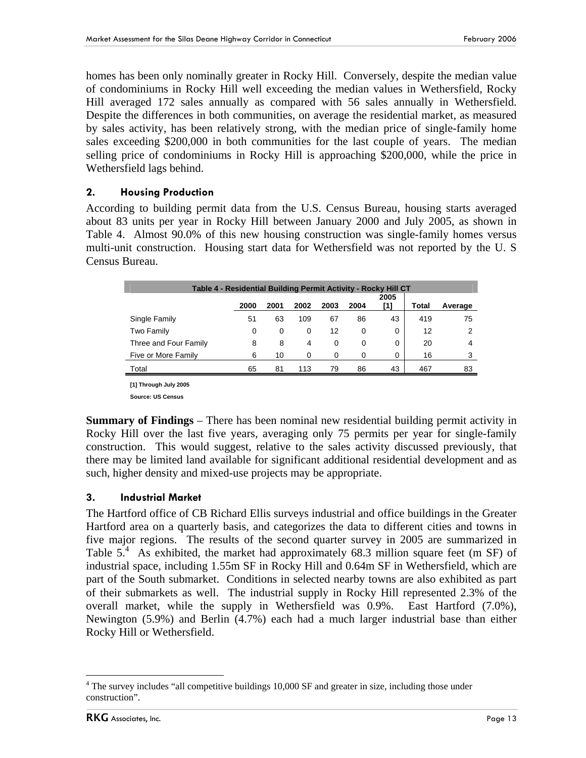homes has been only nominally greater in Rocky Hill. Conversely, despite the median value of condominiums in Rocky Hill well exceeding the median values in Wethersfield, Rocky Hill averaged 172 sales annually as compared with 56 sales annually in Wethersfield. Despite the differences in both communities, on average the residential market, as measured by sales activity, has been relatively strong, with the median price of single-family home sales exceeding $200,000 in both communities for the last couple of years. The median selling price of condominiums in Rocky Hill is approaching $200,000, while the price in Wethersfield lags behind.

### 2. Housing Production

According to building permit data from the U.S. Census Bureau, housing starts averaged about 83 units per year in Rocky Hill between January 2000 and July 2005, as shown in Table 4. Almost 90.0% of this new housing construction was single-family homes versus multi-unit construction. Housing start data for Wethersfield was not reported by the U. S Census Bureau.

**Table 4 - Residential Building Permit Activity - Rocky Hill CT**

| | 2000 | 2001 | 2002 | 2003 | 2004 | 2005 [1] | Total | Average |
|---|---|---|---|---|---|---|---|---|
| Single Family | 51 | 63 | 109 | 67 | 86 | 43 | 419 | 75 |
| Two Family | 0 | 0 | 0 | 12 | 0 | 0 | 12 | 2 |
| Three and Four Family | 8 | 8 | 4 | 0 | 0 | 0 | 20 | 4 |
| Five or More Family | 6 | 10 | 0 | 0 | 0 | 0 | 16 | 3 |
| Total | 65 | 81 | 113 | 79 | 86 | 43 | 467 | 83 |

[1] Through July 2005

Source: US Census

**Summary of Findings** – There has been nominal new residential building permit activity in Rocky Hill over the last five years, averaging only 75 permits per year for single-family construction. This would suggest, relative to the sales activity discussed previously, that there may be limited land available for significant additional residential development and as such, higher density and mixed-use projects may be appropriate.

### 3. Industrial Market

The Hartford office of CB Richard Ellis surveys industrial and office buildings in the Greater Hartford area on a quarterly basis, and categorizes the data to different cities and towns in five major regions. The results of the second quarter survey in 2005 are summarized in Table 5.[4] As exhibited, the market had approximately 68.3 million square feet (m SF) of industrial space, including 1.55m SF in Rocky Hill and 0.64m SF in Wethersfield, which are part of the South submarket. Conditions in selected nearby towns are also exhibited as part of their submarkets as well. The industrial supply in Rocky Hill represented 2.3% of the overall market, while the supply in Wethersfield was 0.9%. East Hartford (7.0%), Newington (5.9%) and Berlin (4.7%) each had a much larger industrial base than either Rocky Hill or Wethersfield.

[4] The survey includes "all competitive buildings 10,000 SF and greater in size, including those under construction".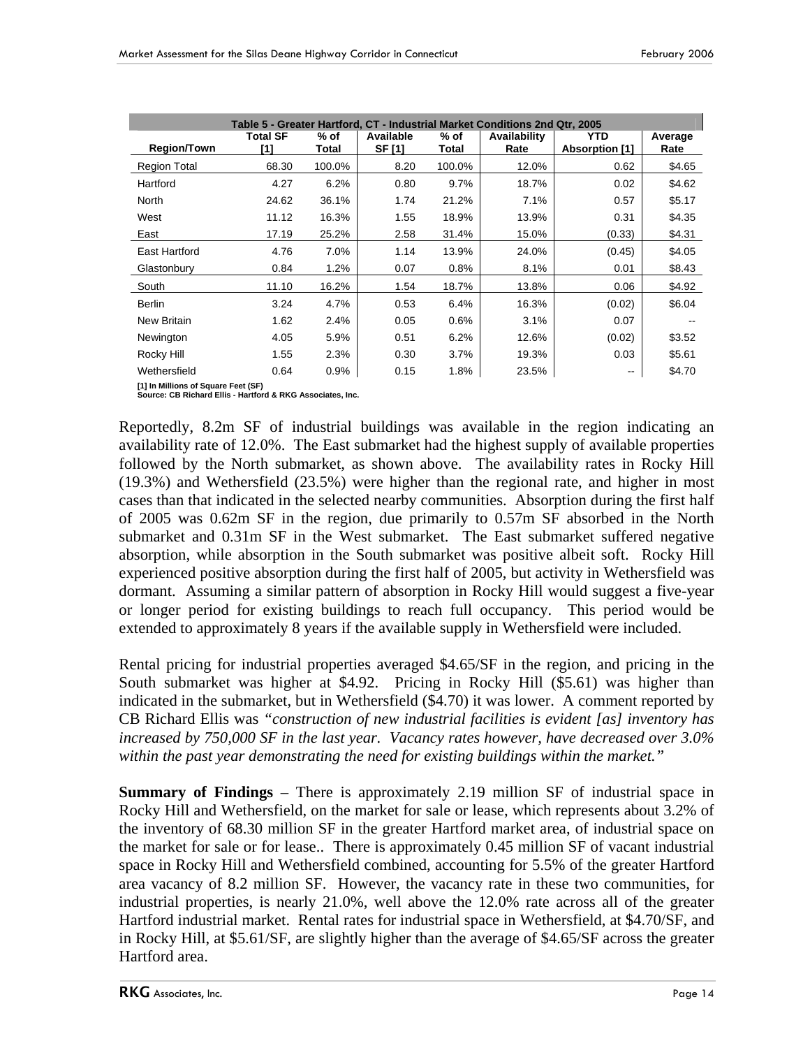| Table 5 - Greater Hartford, CT - Industrial Market Conditions 2nd Qtr, 2005 | | | | | | | |
|---|---|---|---|---|---|---|---|
| Region/Town | Total SF [1] | % of Total | Available SF [1] | % of Total | Availability Rate | YTD Absorption [1] | Average Rate |
| Region Total | 68.30 | 100.0% | 8.20 | 100.0% | 12.0% | 0.62 | $4.65 |
| Hartford | 4.27 | 6.2% | 0.80 | 9.7% | 18.7% | 0.02 | $4.62 |
| North | 24.62 | 36.1% | 1.74 | 21.2% | 7.1% | 0.57 | $5.17 |
| West | 11.12 | 16.3% | 1.55 | 18.9% | 13.9% | 0.31 | $4.35 |
| East | 17.19 | 25.2% | 2.58 | 31.4% | 15.0% | (0.33) | $4.31 |
| East Hartford | 4.76 | 7.0% | 1.14 | 13.9% | 24.0% | (0.45) | $4.05 |
| Glastonbury | 0.84 | 1.2% | 0.07 | 0.8% | 8.1% | 0.01 | $8.43 |
| South | 11.10 | 16.2% | 1.54 | 18.7% | 13.8% | 0.06 | $4.92 |
| Berlin | 3.24 | 4.7% | 0.53 | 6.4% | 16.3% | (0.02) | $6.04 |
| New Britain | 1.62 | 2.4% | 0.05 | 0.6% | 3.1% | 0.07 | -- |
| Newington | 4.05 | 5.9% | 0.51 | 6.2% | 12.6% | (0.02) | $3.52 |
| Rocky Hill | 1.55 | 2.3% | 0.30 | 3.7% | 19.3% | 0.03 | $5.61 |
| Wethersfield | 0.64 | 0.9% | 0.15 | 1.8% | 23.5% | -- | $4.70 |

[1] In Millions of Square Feet (SF)
Source: CB Richard Ellis - Hartford & RKG Associates, Inc.

Reportedly, 8.2m SF of industrial buildings was available in the region indicating an availability rate of 12.0%. The East submarket had the highest supply of available properties followed by the North submarket, as shown above. The availability rates in Rocky Hill (19.3%) and Wethersfield (23.5%) were higher than the regional rate, and higher in most cases than that indicated in the selected nearby communities. Absorption during the first half of 2005 was 0.62m SF in the region, due primarily to 0.57m SF absorbed in the North submarket and 0.31m SF in the West submarket. The East submarket suffered negative absorption, while absorption in the South submarket was positive albeit soft. Rocky Hill experienced positive absorption during the first half of 2005, but activity in Wethersfield was dormant. Assuming a similar pattern of absorption in Rocky Hill would suggest a five-year or longer period for existing buildings to reach full occupancy. This period would be extended to approximately 8 years if the available supply in Wethersfield were included.

Rental pricing for industrial properties averaged $4.65/SF in the region, and pricing in the South submarket was higher at $4.92. Pricing in Rocky Hill ($5.61) was higher than indicated in the submarket, but in Wethersfield ($4.70) it was lower. A comment reported by CB Richard Ellis was *"construction of new industrial facilities is evident [as] inventory has increased by 750,000 SF in the last year. Vacancy rates however, have decreased over 3.0% within the past year demonstrating the need for existing buildings within the market."*

**Summary of Findings** – There is approximately 2.19 million SF of industrial space in Rocky Hill and Wethersfield, on the market for sale or lease, which represents about 3.2% of the inventory of 68.30 million SF in the greater Hartford market area, of industrial space on the market for sale or for lease.. There is approximately 0.45 million SF of vacant industrial space in Rocky Hill and Wethersfield combined, accounting for 5.5% of the greater Hartford area vacancy of 8.2 million SF. However, the vacancy rate in these two communities, for industrial properties, is nearly 21.0%, well above the 12.0% rate across all of the greater Hartford industrial market. Rental rates for industrial space in Wethersfield, at $4.70/SF, and in Rocky Hill, at $5.61/SF, are slightly higher than the average of $4.65/SF across the greater Hartford area.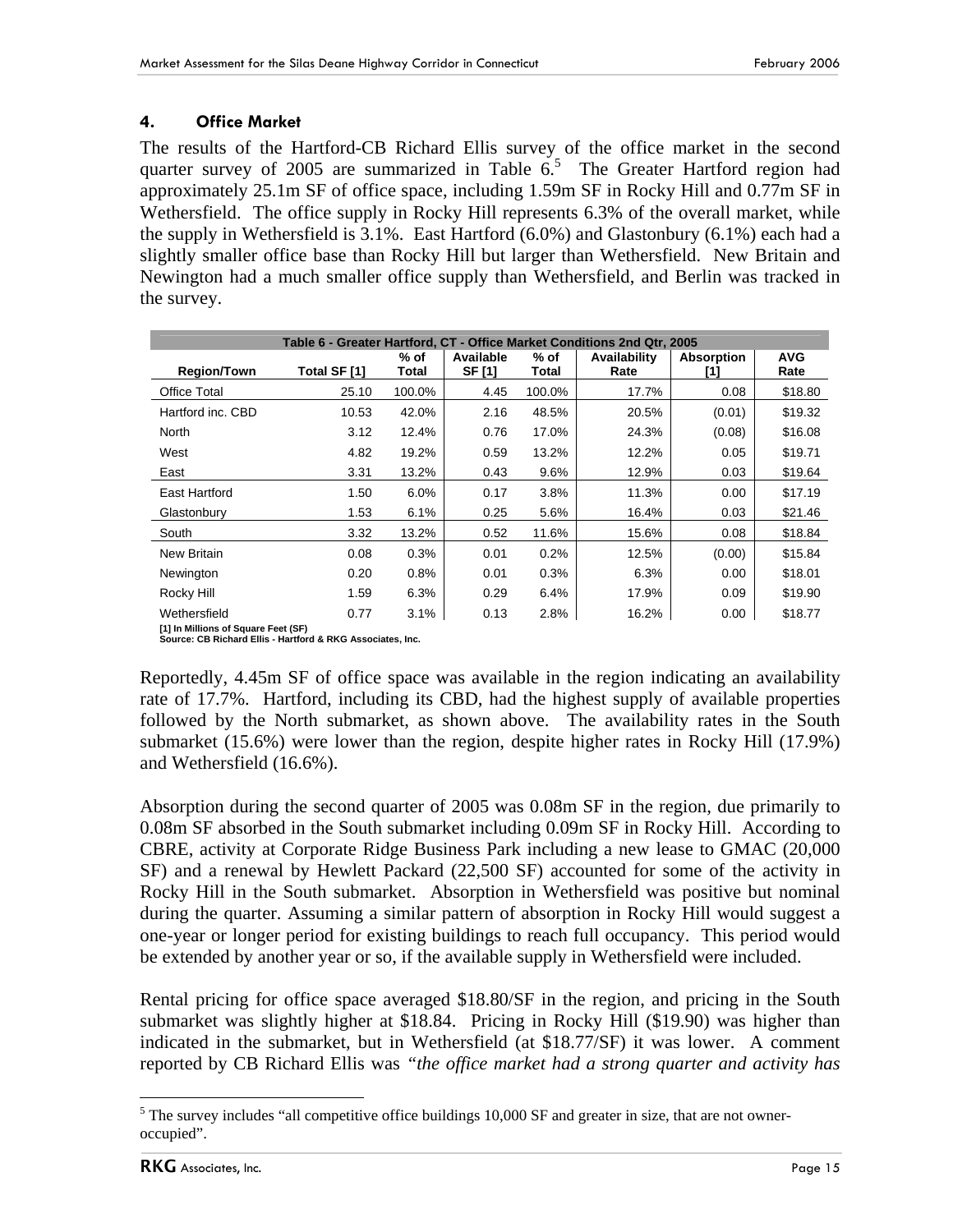## 4. Office Market

The results of the Hartford-CB Richard Ellis survey of the office market in the second quarter survey of 2005 are summarized in Table 6.[5] The Greater Hartford region had approximately 25.1m SF of office space, including 1.59m SF in Rocky Hill and 0.77m SF in Wethersfield. The office supply in Rocky Hill represents 6.3% of the overall market, while the supply in Wethersfield is 3.1%. East Hartford (6.0%) and Glastonbury (6.1%) each had a slightly smaller office base than Rocky Hill but larger than Wethersfield. New Britain and Newington had a much smaller office supply than Wethersfield, and Berlin was tracked in the survey.

| Table 6 - Greater Hartford, CT - Office Market Conditions 2nd Qtr, 2005 | | | | | | | |
|---|---|---|---|---|---|---|---|
| Region/Town | Total SF [1] | % of Total | Available SF [1] | % of Total | Availability Rate | Absorption [1] | AVG Rate |
| Office Total | 25.10 | 100.0% | 4.45 | 100.0% | 17.7% | 0.08 | $18.80 |
| Hartford inc. CBD | 10.53 | 42.0% | 2.16 | 48.5% | 20.5% | (0.01) | $19.32 |
| North | 3.12 | 12.4% | 0.76 | 17.0% | 24.3% | (0.08) | $16.08 |
| West | 4.82 | 19.2% | 0.59 | 13.2% | 12.2% | 0.05 | $19.71 |
| East | 3.31 | 13.2% | 0.43 | 9.6% | 12.9% | 0.03 | $19.64 |
| East Hartford | 1.50 | 6.0% | 0.17 | 3.8% | 11.3% | 0.00 | $17.19 |
| Glastonbury | 1.53 | 6.1% | 0.25 | 5.6% | 16.4% | 0.03 | $21.46 |
| South | 3.32 | 13.2% | 0.52 | 11.6% | 15.6% | 0.08 | $18.84 |
| New Britain | 0.08 | 0.3% | 0.01 | 0.2% | 12.5% | (0.00) | $15.84 |
| Newington | 0.20 | 0.8% | 0.01 | 0.3% | 6.3% | 0.00 | $18.01 |
| Rocky Hill | 1.59 | 6.3% | 0.29 | 6.4% | 17.9% | 0.09 | $19.90 |
| Wethersfield | 0.77 | 3.1% | 0.13 | 2.8% | 16.2% | 0.00 | $18.77 |

[1] In Millions of Square Feet (SF)
Source: CB Richard Ellis - Hartford & RKG Associates, Inc.

Reportedly, 4.45m SF of office space was available in the region indicating an availability rate of 17.7%. Hartford, including its CBD, had the highest supply of available properties followed by the North submarket, as shown above. The availability rates in the South submarket (15.6%) were lower than the region, despite higher rates in Rocky Hill (17.9%) and Wethersfield (16.6%).

Absorption during the second quarter of 2005 was 0.08m SF in the region, due primarily to 0.08m SF absorbed in the South submarket including 0.09m SF in Rocky Hill. According to CBRE, activity at Corporate Ridge Business Park including a new lease to GMAC (20,000 SF) and a renewal by Hewlett Packard (22,500 SF) accounted for some of the activity in Rocky Hill in the South submarket. Absorption in Wethersfield was positive but nominal during the quarter. Assuming a similar pattern of absorption in Rocky Hill would suggest a one-year or longer period for existing buildings to reach full occupancy. This period would be extended by another year or so, if the available supply in Wethersfield were included.

Rental pricing for office space averaged $18.80/SF in the region, and pricing in the South submarket was slightly higher at $18.84. Pricing in Rocky Hill ($19.90) was higher than indicated in the submarket, but in Wethersfield (at $18.77/SF) it was lower. A comment reported by CB Richard Ellis was *"the office market had a strong quarter and activity has*

[5] The survey includes "all competitive office buildings 10,000 SF and greater in size, that are not owner-occupied".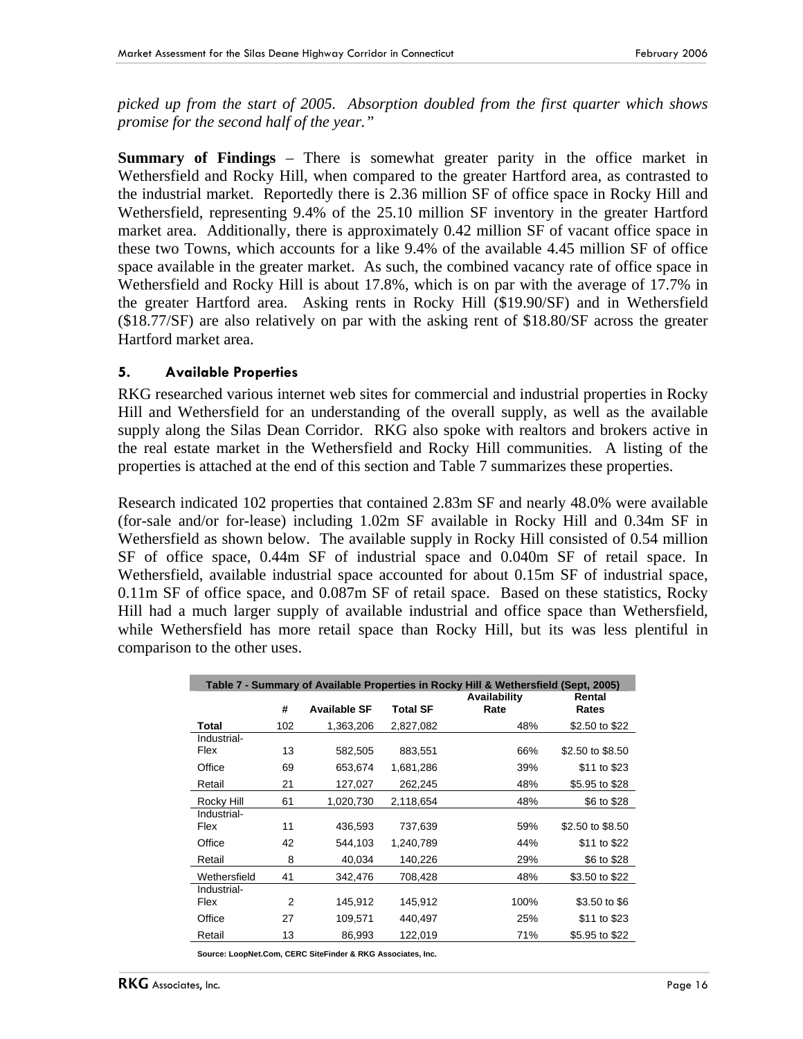*picked up from the start of 2005. Absorption doubled from the first quarter which shows promise for the second half of the year."*

**Summary of Findings** – There is somewhat greater parity in the office market in Wethersfield and Rocky Hill, when compared to the greater Hartford area, as contrasted to the industrial market. Reportedly there is 2.36 million SF of office space in Rocky Hill and Wethersfield, representing 9.4% of the 25.10 million SF inventory in the greater Hartford market area. Additionally, there is approximately 0.42 million SF of vacant office space in these two Towns, which accounts for a like 9.4% of the available 4.45 million SF of office space available in the greater market. As such, the combined vacancy rate of office space in Wethersfield and Rocky Hill is about 17.8%, which is on par with the average of 17.7% in the greater Hartford area. Asking rents in Rocky Hill ($19.90/SF) and in Wethersfield ($18.77/SF) are also relatively on par with the asking rent of $18.80/SF across the greater Hartford market area.

### 5. Available Properties

RKG researched various internet web sites for commercial and industrial properties in Rocky Hill and Wethersfield for an understanding of the overall supply, as well as the available supply along the Silas Dean Corridor. RKG also spoke with realtors and brokers active in the real estate market in the Wethersfield and Rocky Hill communities. A listing of the properties is attached at the end of this section and Table 7 summarizes these properties.

Research indicated 102 properties that contained 2.83m SF and nearly 48.0% were available (for-sale and/or for-lease) including 1.02m SF available in Rocky Hill and 0.34m SF in Wethersfield as shown below. The available supply in Rocky Hill consisted of 0.54 million SF of office space, 0.44m SF of industrial space and 0.040m SF of retail space. In Wethersfield, available industrial space accounted for about 0.15m SF of industrial space, 0.11m SF of office space, and 0.087m SF of retail space. Based on these statistics, Rocky Hill had a much larger supply of available industrial and office space than Wethersfield, while Wethersfield has more retail space than Rocky Hill, but its was less plentiful in comparison to the other uses.

**Table 7 - Summary of Available Properties in Rocky Hill & Wethersfield (Sept, 2005)**

| | # | Available SF | Total SF | Availability Rate | Rental Rates |
|---|---|---|---|---|---|
| **Total** | 102 | 1,363,206 | 2,827,082 | 48% | $2.50 to $22 |
| Industrial-Flex | 13 | 582,505 | 883,551 | 66% | $2.50 to $8.50 |
| Office | 69 | 653,674 | 1,681,286 | 39% | $11 to $23 |
| Retail | 21 | 127,027 | 262,245 | 48% | $5.95 to $28 |
| Rocky Hill | 61 | 1,020,730 | 2,118,654 | 48% | $6 to $28 |
| Industrial-Flex | 11 | 436,593 | 737,639 | 59% | $2.50 to $8.50 |
| Office | 42 | 544,103 | 1,240,789 | 44% | $11 to $22 |
| Retail | 8 | 40,034 | 140,226 | 29% | $6 to $28 |
| Wethersfield | 41 | 342,476 | 708,428 | 48% | $3.50 to $22 |
| Industrial-Flex | 2 | 145,912 | 145,912 | 100% | $3.50 to $6 |
| Office | 27 | 109,571 | 440,497 | 25% | $11 to $23 |
| Retail | 13 | 86,993 | 122,019 | 71% | $5.95 to $22 |

**Source: LoopNet.Com, CERC SiteFinder & RKG Associates, Inc.**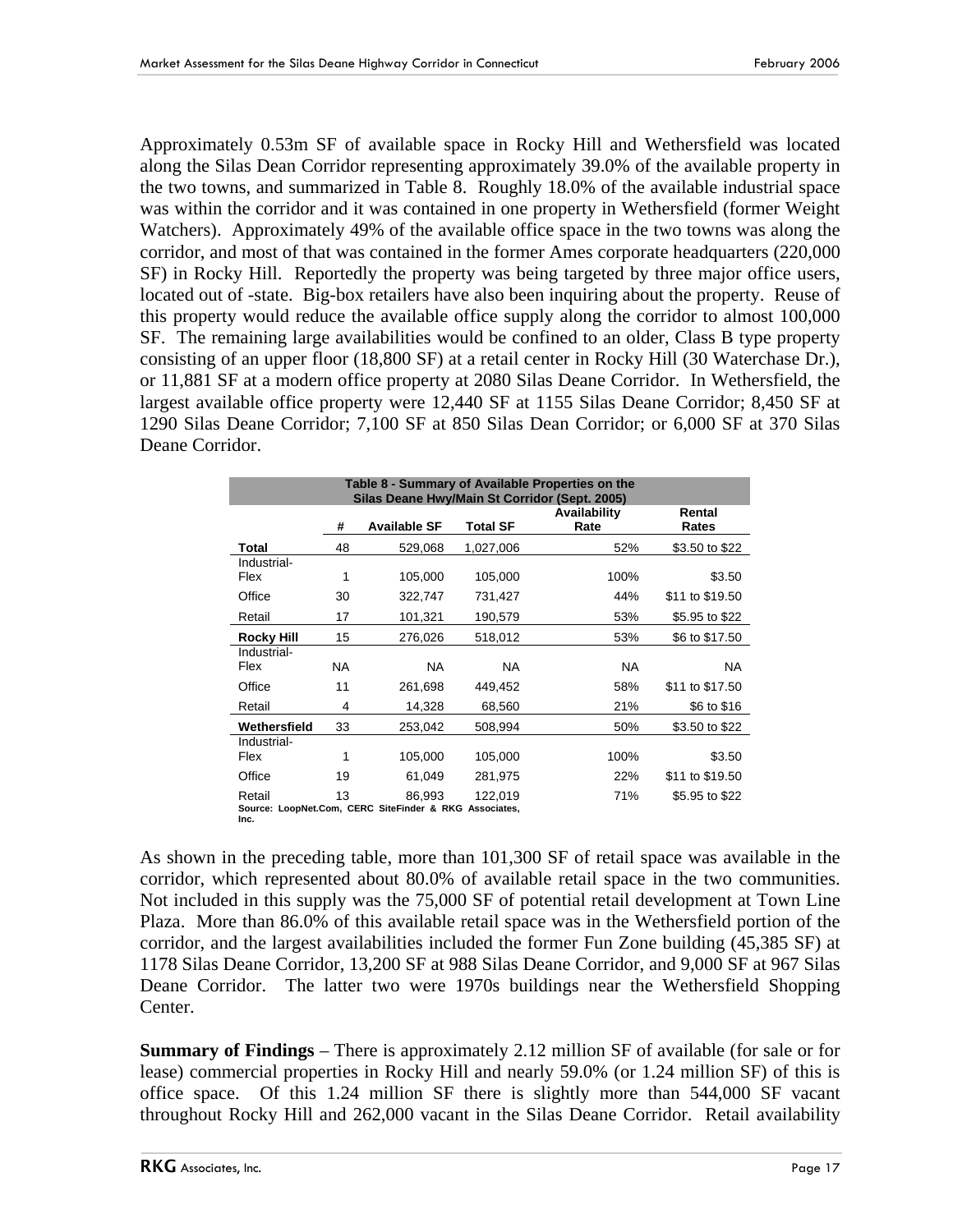Approximately 0.53m SF of available space in Rocky Hill and Wethersfield was located along the Silas Dean Corridor representing approximately 39.0% of the available property in the two towns, and summarized in Table 8. Roughly 18.0% of the available industrial space was within the corridor and it was contained in one property in Wethersfield (former Weight Watchers). Approximately 49% of the available office space in the two towns was along the corridor, and most of that was contained in the former Ames corporate headquarters (220,000 SF) in Rocky Hill. Reportedly the property was being targeted by three major office users, located out of -state. Big-box retailers have also been inquiring about the property. Reuse of this property would reduce the available office supply along the corridor to almost 100,000 SF. The remaining large availabilities would be confined to an older, Class B type property consisting of an upper floor (18,800 SF) at a retail center in Rocky Hill (30 Waterchase Dr.), or 11,881 SF at a modern office property at 2080 Silas Deane Corridor. In Wethersfield, the largest available office property were 12,440 SF at 1155 Silas Deane Corridor; 8,450 SF at 1290 Silas Deane Corridor; 7,100 SF at 850 Silas Dean Corridor; or 6,000 SF at 370 Silas Deane Corridor.

**Table 8 - Summary of Available Properties on the Silas Deane Hwy/Main St Corridor (Sept. 2005)**

| | # | Available SF | Total SF | Availability Rate | Rental Rates |
|---|---|---|---|---|---|
| **Total** | 48 | 529,068 | 1,027,006 | 52% | \$3.50 to \$22 |
| Industrial-Flex | 1 | 105,000 | 105,000 | 100% | \$3.50 |
| Office | 30 | 322,747 | 731,427 | 44% | \$11 to \$19.50 |
| Retail | 17 | 101,321 | 190,579 | 53% | \$5.95 to \$22 |
| **Rocky Hill** | 15 | 276,026 | 518,012 | 53% | \$6 to \$17.50 |
| Industrial-Flex | NA | NA | NA | NA | NA |
| Office | 11 | 261,698 | 449,452 | 58% | \$11 to \$17.50 |
| Retail | 4 | 14,328 | 68,560 | 21% | \$6 to \$16 |
| **Wethersfield** | 33 | 253,042 | 508,994 | 50% | \$3.50 to \$22 |
| Industrial-Flex | 1 | 105,000 | 105,000 | 100% | \$3.50 |
| Office | 19 | 61,049 | 281,975 | 22% | \$11 to \$19.50 |
| Retail | 13 | 86,993 | 122,019 | 71% | \$5.95 to \$22 |

**Source: LoopNet.Com, CERC SiteFinder & RKG Associates, Inc.**

As shown in the preceding table, more than 101,300 SF of retail space was available in the corridor, which represented about 80.0% of available retail space in the two communities. Not included in this supply was the 75,000 SF of potential retail development at Town Line Plaza. More than 86.0% of this available retail space was in the Wethersfield portion of the corridor, and the largest availabilities included the former Fun Zone building (45,385 SF) at 1178 Silas Deane Corridor, 13,200 SF at 988 Silas Deane Corridor, and 9,000 SF at 967 Silas Deane Corridor. The latter two were 1970s buildings near the Wethersfield Shopping Center.

**Summary of Findings** – There is approximately 2.12 million SF of available (for sale or for lease) commercial properties in Rocky Hill and nearly 59.0% (or 1.24 million SF) of this is office space. Of this 1.24 million SF there is slightly more than 544,000 SF vacant throughout Rocky Hill and 262,000 vacant in the Silas Deane Corridor. Retail availability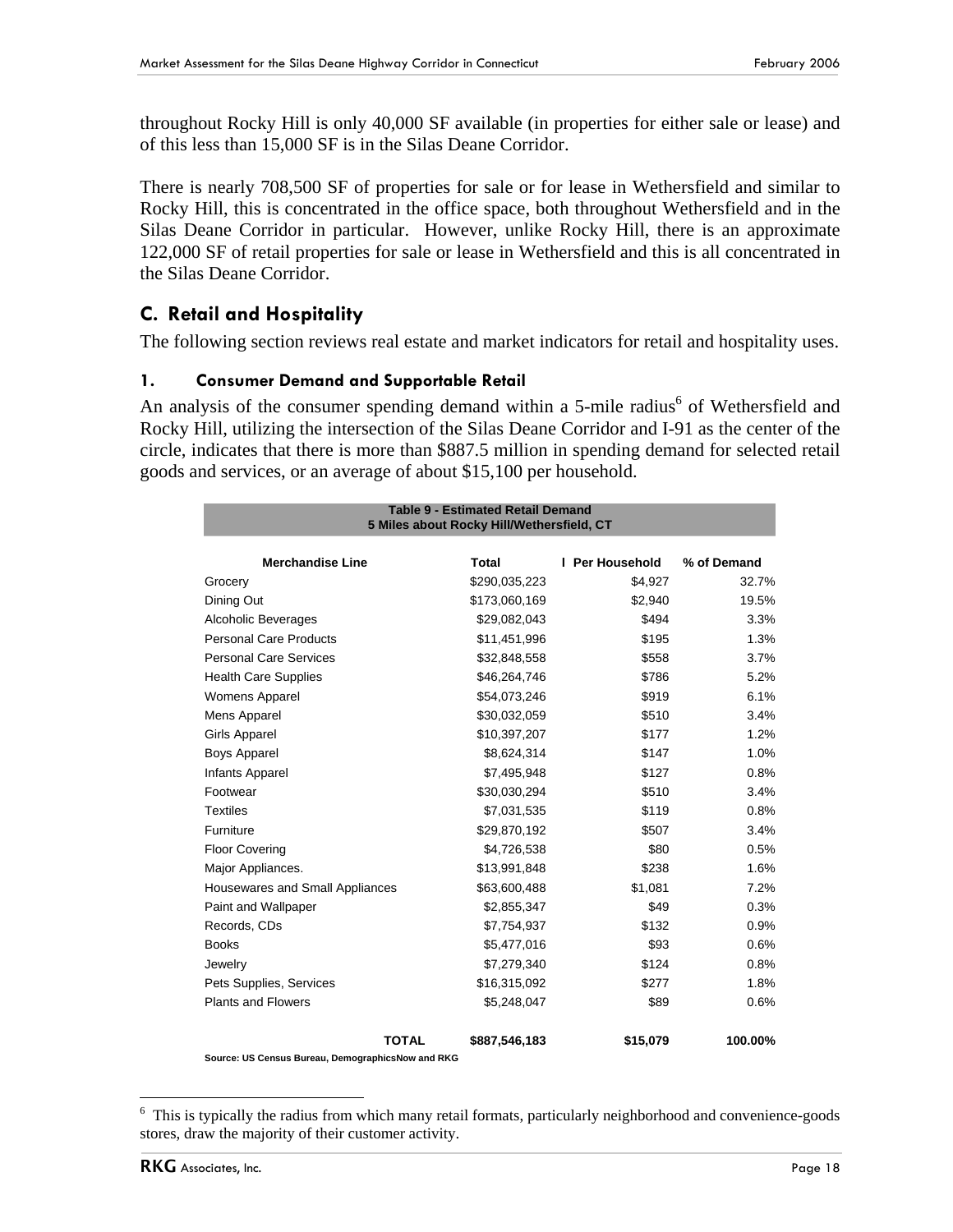throughout Rocky Hill is only 40,000 SF available (in properties for either sale or lease) and of this less than 15,000 SF is in the Silas Deane Corridor.

There is nearly 708,500 SF of properties for sale or for lease in Wethersfield and similar to Rocky Hill, this is concentrated in the office space, both throughout Wethersfield and in the Silas Deane Corridor in particular. However, unlike Rocky Hill, there is an approximate 122,000 SF of retail properties for sale or lease in Wethersfield and this is all concentrated in the Silas Deane Corridor.

## C. Retail and Hospitality

The following section reviews real estate and market indicators for retail and hospitality uses.

### 1. Consumer Demand and Supportable Retail

An analysis of the consumer spending demand within a 5-mile radius[6] of Wethersfield and Rocky Hill, utilizing the intersection of the Silas Deane Corridor and I-91 as the center of the circle, indicates that there is more than $887.5 million in spending demand for selected retail goods and services, or an average of about $15,100 per household.

**Table 9 - Estimated Retail Demand**
**5 Miles about Rocky Hill/Wethersfield, CT**

| Merchandise Line | Total | Per Household | % of Demand |
|---|---|---|---|
| Grocery | $290,035,223 | $4,927 | 32.7% |
| Dining Out | $173,060,169 | $2,940 | 19.5% |
| Alcoholic Beverages | $29,082,043 | $494 | 3.3% |
| Personal Care Products | $11,451,996 | $195 | 1.3% |
| Personal Care Services | $32,848,558 | $558 | 3.7% |
| Health Care Supplies | $46,264,746 | $786 | 5.2% |
| Womens Apparel | $54,073,246 | $919 | 6.1% |
| Mens Apparel | $30,032,059 | $510 | 3.4% |
| Girls Apparel | $10,397,207 | $177 | 1.2% |
| Boys Apparel | $8,624,314 | $147 | 1.0% |
| Infants Apparel | $7,495,948 | $127 | 0.8% |
| Footwear | $30,030,294 | $510 | 3.4% |
| Textiles | $7,031,535 | $119 | 0.8% |
| Furniture | $29,870,192 | $507 | 3.4% |
| Floor Covering | $4,726,538 | $80 | 0.5% |
| Major Appliances. | $13,991,848 | $238 | 1.6% |
| Housewares and Small Appliances | $63,600,488 | $1,081 | 7.2% |
| Paint and Wallpaper | $2,855,347 | $49 | 0.3% |
| Records, CDs | $7,754,937 | $132 | 0.9% |
| Books | $5,477,016 | $93 | 0.6% |
| Jewelry | $7,279,340 | $124 | 0.8% |
| Pets Supplies, Services | $16,315,092 | $277 | 1.8% |
| Plants and Flowers | $5,248,047 | $89 | 0.6% |
| **TOTAL** | **$887,546,183** | **$15,079** | **100.00%** |

**Source: US Census Bureau, DemographicsNow and RKG**

[6] This is typically the radius from which many retail formats, particularly neighborhood and convenience-goods stores, draw the majority of their customer activity.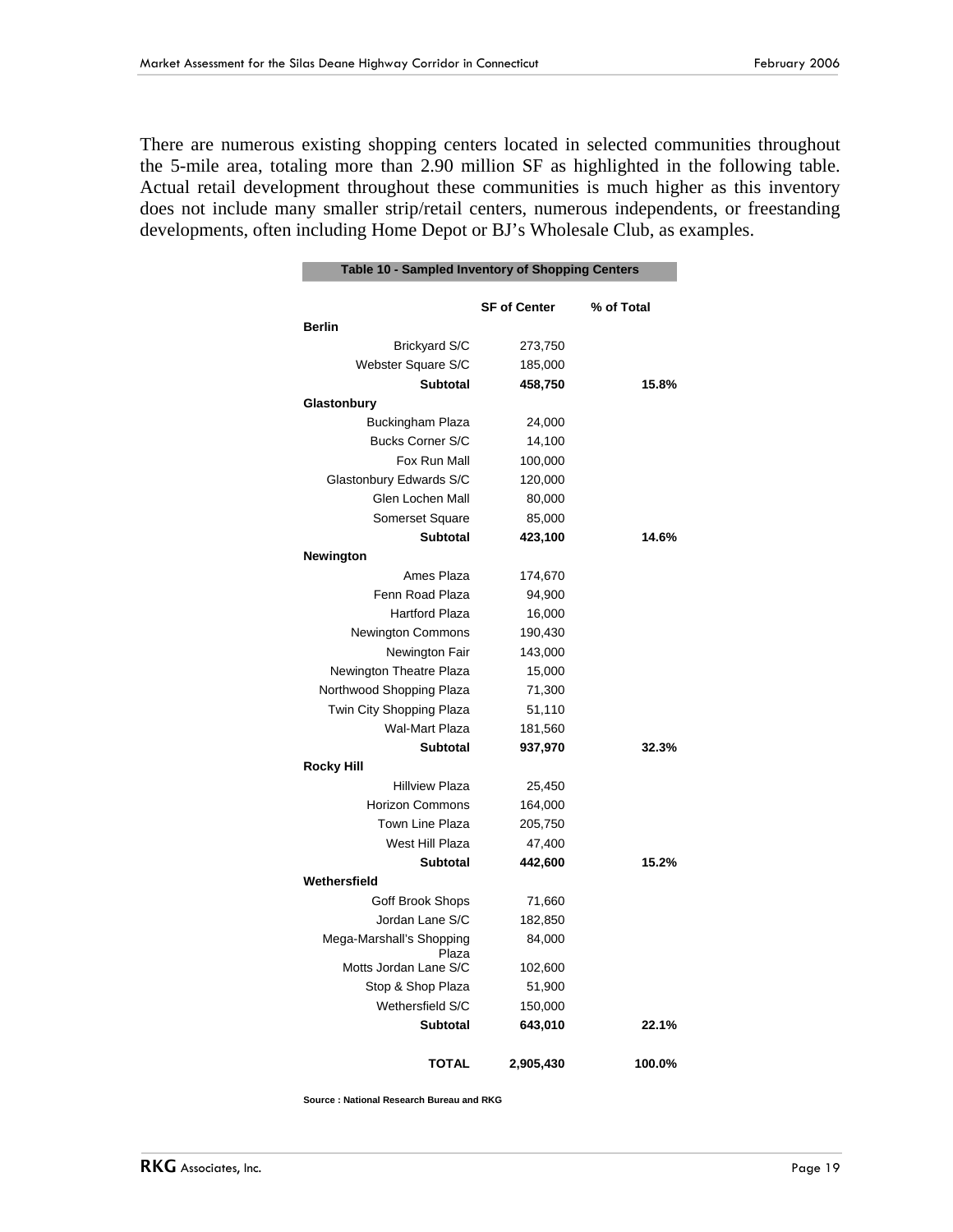There are numerous existing shopping centers located in selected communities throughout the 5-mile area, totaling more than 2.90 million SF as highlighted in the following table. Actual retail development throughout these communities is much higher as this inventory does not include many smaller strip/retail centers, numerous independents, or freestanding developments, often including Home Depot or BJ's Wholesale Club, as examples.

**Table 10 - Sampled Inventory of Shopping Centers**

| | SF of Center | % of Total |
|---|---|---|
| **Berlin** | | |
| Brickyard S/C | 273,750 | |
| Webster Square S/C | 185,000 | |
| **Subtotal** | **458,750** | **15.8%** |
| **Glastonbury** | | |
| Buckingham Plaza | 24,000 | |
| Bucks Corner S/C | 14,100 | |
| Fox Run Mall | 100,000 | |
| Glastonbury Edwards S/C | 120,000 | |
| Glen Lochen Mall | 80,000 | |
| Somerset Square | 85,000 | |
| **Subtotal** | **423,100** | **14.6%** |
| **Newington** | | |
| Ames Plaza | 174,670 | |
| Fenn Road Plaza | 94,900 | |
| Hartford Plaza | 16,000 | |
| Newington Commons | 190,430 | |
| Newington Fair | 143,000 | |
| Newington Theatre Plaza | 15,000 | |
| Northwood Shopping Plaza | 71,300 | |
| Twin City Shopping Plaza | 51,110 | |
| Wal-Mart Plaza | 181,560 | |
| **Subtotal** | **937,970** | **32.3%** |
| **Rocky Hill** | | |
| Hillview Plaza | 25,450 | |
| Horizon Commons | 164,000 | |
| Town Line Plaza | 205,750 | |
| West Hill Plaza | 47,400 | |
| **Subtotal** | **442,600** | **15.2%** |
| **Wethersfield** | | |
| Goff Brook Shops | 71,660 | |
| Jordan Lane S/C | 182,850 | |
| Mega-Marshall's Shopping Plaza | 84,000 | |
| Motts Jordan Lane S/C | 102,600 | |
| Stop & Shop Plaza | 51,900 | |
| Wethersfield S/C | 150,000 | |
| **Subtotal** | **643,010** | **22.1%** |
| **TOTAL** | **2,905,430** | **100.0%** |

**Source : National Research Bureau and RKG**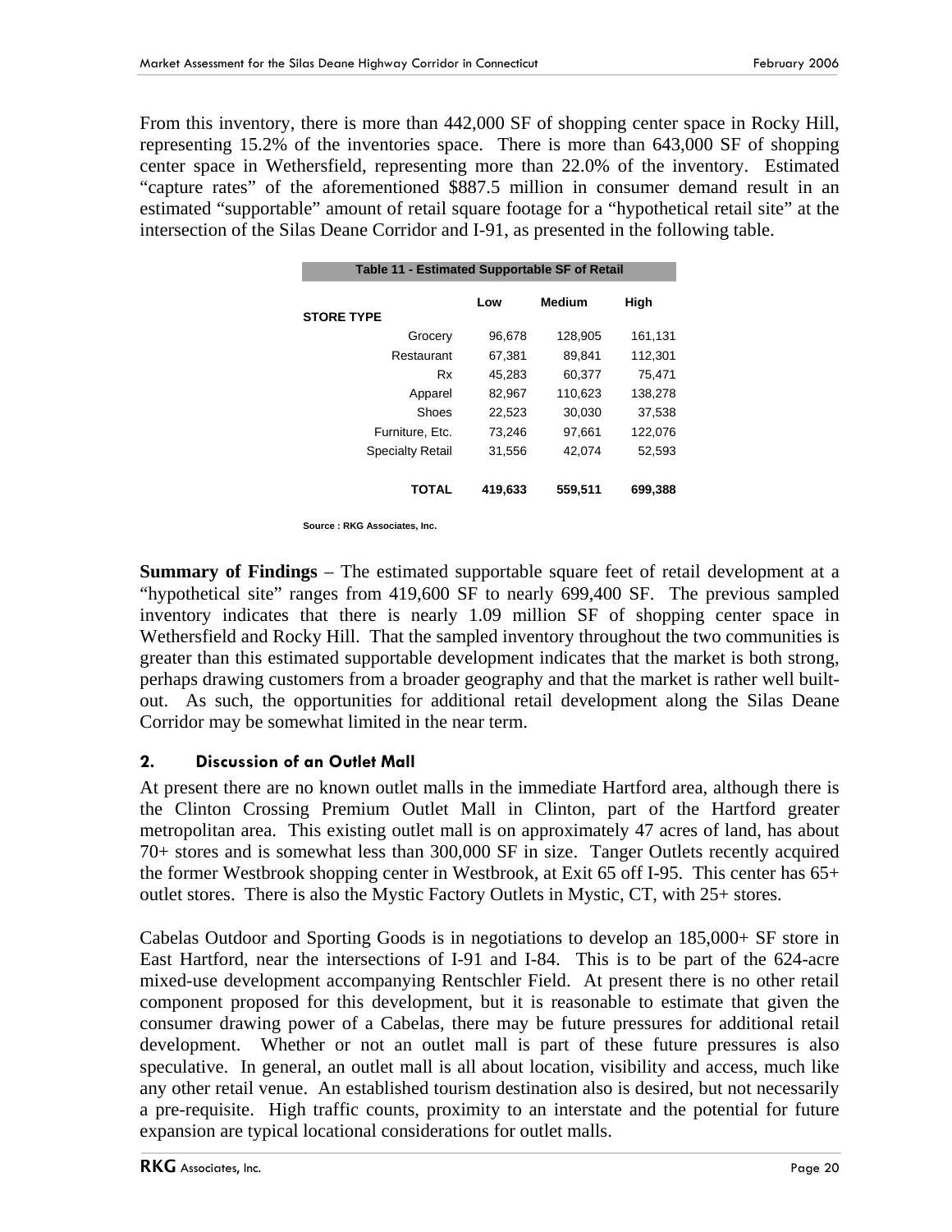From this inventory, there is more than 442,000 SF of shopping center space in Rocky Hill, representing 15.2% of the inventories space. There is more than 643,000 SF of shopping center space in Wethersfield, representing more than 22.0% of the inventory. Estimated "capture rates" of the aforementioned $887.5 million in consumer demand result in an estimated "supportable" amount of retail square footage for a "hypothetical retail site" at the intersection of the Silas Deane Corridor and I-91, as presented in the following table.

**Table 11 - Estimated Supportable SF of Retail**

| STORE TYPE | Low | Medium | High |
|---|---|---|---|
| Grocery | 96,678 | 128,905 | 161,131 |
| Restaurant | 67,381 | 89,841 | 112,301 |
| Rx | 45,283 | 60,377 | 75,471 |
| Apparel | 82,967 | 110,623 | 138,278 |
| Shoes | 22,523 | 30,030 | 37,538 |
| Furniture, Etc. | 73,246 | 97,661 | 122,076 |
| Specialty Retail | 31,556 | 42,074 | 52,593 |
| **TOTAL** | **419,633** | **559,511** | **699,388** |

Source : RKG Associates, Inc.

**Summary of Findings** – The estimated supportable square feet of retail development at a "hypothetical site" ranges from 419,600 SF to nearly 699,400 SF. The previous sampled inventory indicates that there is nearly 1.09 million SF of shopping center space in Wethersfield and Rocky Hill. That the sampled inventory throughout the two communities is greater than this estimated supportable development indicates that the market is both strong, perhaps drawing customers from a broader geography and that the market is rather well built-out. As such, the opportunities for additional retail development along the Silas Deane Corridor may be somewhat limited in the near term.

## 2. Discussion of an Outlet Mall

At present there are no known outlet malls in the immediate Hartford area, although there is the Clinton Crossing Premium Outlet Mall in Clinton, part of the Hartford greater metropolitan area. This existing outlet mall is on approximately 47 acres of land, has about 70+ stores and is somewhat less than 300,000 SF in size. Tanger Outlets recently acquired the former Westbrook shopping center in Westbrook, at Exit 65 off I-95. This center has 65+ outlet stores. There is also the Mystic Factory Outlets in Mystic, CT, with 25+ stores.

Cabelas Outdoor and Sporting Goods is in negotiations to develop an 185,000+ SF store in East Hartford, near the intersections of I-91 and I-84. This is to be part of the 624-acre mixed-use development accompanying Rentschler Field. At present there is no other retail component proposed for this development, but it is reasonable to estimate that given the consumer drawing power of a Cabelas, there may be future pressures for additional retail development. Whether or not an outlet mall is part of these future pressures is also speculative. In general, an outlet mall is all about location, visibility and access, much like any other retail venue. An established tourism destination also is desired, but not necessarily a pre-requisite. High traffic counts, proximity to an interstate and the potential for future expansion are typical locational considerations for outlet malls.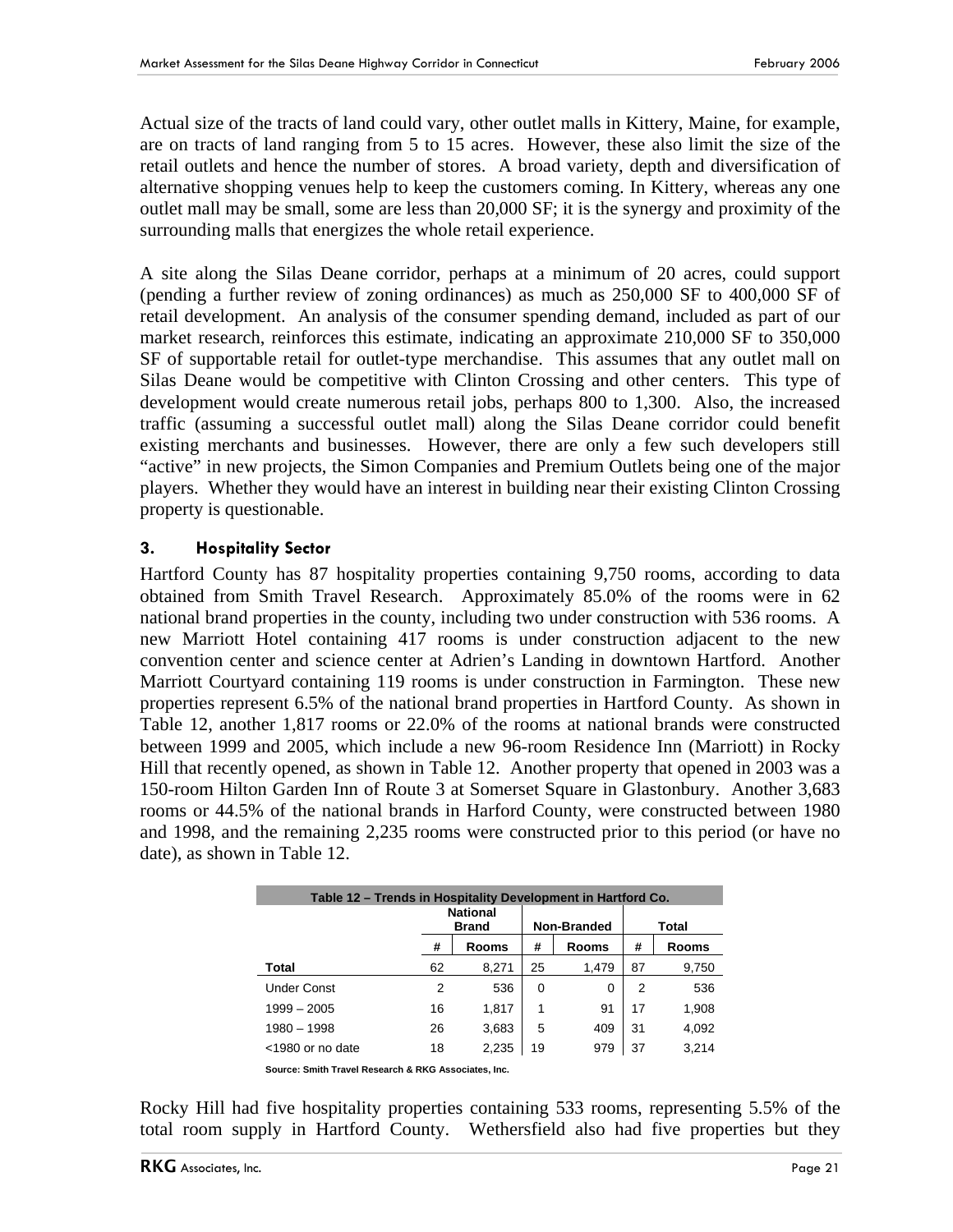Actual size of the tracts of land could vary, other outlet malls in Kittery, Maine, for example, are on tracts of land ranging from 5 to 15 acres. However, these also limit the size of the retail outlets and hence the number of stores. A broad variety, depth and diversification of alternative shopping venues help to keep the customers coming. In Kittery, whereas any one outlet mall may be small, some are less than 20,000 SF; it is the synergy and proximity of the surrounding malls that energizes the whole retail experience.

A site along the Silas Deane corridor, perhaps at a minimum of 20 acres, could support (pending a further review of zoning ordinances) as much as 250,000 SF to 400,000 SF of retail development. An analysis of the consumer spending demand, included as part of our market research, reinforces this estimate, indicating an approximate 210,000 SF to 350,000 SF of supportable retail for outlet-type merchandise. This assumes that any outlet mall on Silas Deane would be competitive with Clinton Crossing and other centers. This type of development would create numerous retail jobs, perhaps 800 to 1,300. Also, the increased traffic (assuming a successful outlet mall) along the Silas Deane corridor could benefit existing merchants and businesses. However, there are only a few such developers still "active" in new projects, the Simon Companies and Premium Outlets being one of the major players. Whether they would have an interest in building near their existing Clinton Crossing property is questionable.

### 3. Hospitality Sector

Hartford County has 87 hospitality properties containing 9,750 rooms, according to data obtained from Smith Travel Research. Approximately 85.0% of the rooms were in 62 national brand properties in the county, including two under construction with 536 rooms. A new Marriott Hotel containing 417 rooms is under construction adjacent to the new convention center and science center at Adrien's Landing in downtown Hartford. Another Marriott Courtyard containing 119 rooms is under construction in Farmington. These new properties represent 6.5% of the national brand properties in Hartford County. As shown in Table 12, another 1,817 rooms or 22.0% of the rooms at national brands were constructed between 1999 and 2005, which include a new 96-room Residence Inn (Marriott) in Rocky Hill that recently opened, as shown in Table 12. Another property that opened in 2003 was a 150-room Hilton Garden Inn of Route 3 at Somerset Square in Glastonbury. Another 3,683 rooms or 44.5% of the national brands in Harford County, were constructed between 1980 and 1998, and the remaining 2,235 rooms were constructed prior to this period (or have no date), as shown in Table 12.

**Table 12 – Trends in Hospitality Development in Hartford Co.**

| | National Brand | | Non-Branded | | Total | |
|---|---|---|---|---|---|---|
| | # | Rooms | # | Rooms | # | Rooms |
| **Total** | 62 | 8,271 | 25 | 1,479 | 87 | 9,750 |
| Under Const | 2 | 536 | 0 | 0 | 2 | 536 |
| 1999 – 2005 | 16 | 1,817 | 1 | 91 | 17 | 1,908 |
| 1980 – 1998 | 26 | 3,683 | 5 | 409 | 31 | 4,092 |
| <1980 or no date | 18 | 2,235 | 19 | 979 | 37 | 3,214 |

Source: Smith Travel Research & RKG Associates, Inc.

Rocky Hill had five hospitality properties containing 533 rooms, representing 5.5% of the total room supply in Hartford County. Wethersfield also had five properties but they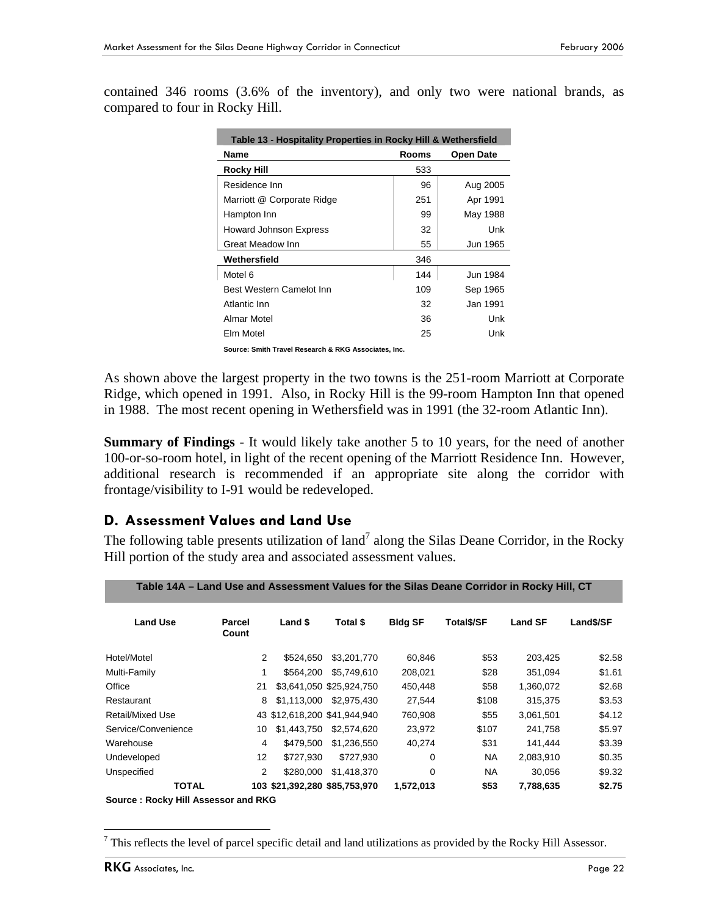contained 346 rooms (3.6% of the inventory), and only two were national brands, as compared to four in Rocky Hill.

| Table 13 - Hospitality Properties in Rocky Hill & Wethersfield | | |
|---|---|---|
| **Name** | **Rooms** | **Open Date** |
| **Rocky Hill** | 533 | |
| Residence Inn | 96 | Aug 2005 |
| Marriott @ Corporate Ridge | 251 | Apr 1991 |
| Hampton Inn | 99 | May 1988 |
| Howard Johnson Express | 32 | Unk |
| Great Meadow Inn | 55 | Jun 1965 |
| **Wethersfield** | 346 | |
| Motel 6 | 144 | Jun 1984 |
| Best Western Camelot Inn | 109 | Sep 1965 |
| Atlantic Inn | 32 | Jan 1991 |
| Almar Motel | 36 | Unk |
| Elm Motel | 25 | Unk |

**Source: Smith Travel Research & RKG Associates, Inc.**

As shown above the largest property in the two towns is the 251-room Marriott at Corporate Ridge, which opened in 1991. Also, in Rocky Hill is the 99-room Hampton Inn that opened in 1988. The most recent opening in Wethersfield was in 1991 (the 32-room Atlantic Inn).

**Summary of Findings** - It would likely take another 5 to 10 years, for the need of another 100-or-so-room hotel, in light of the recent opening of the Marriott Residence Inn. However, additional research is recommended if an appropriate site along the corridor with frontage/visibility to I-91 would be redeveloped.

## D. Assessment Values and Land Use

The following table presents utilization of land[7] along the Silas Deane Corridor, in the Rocky Hill portion of the study area and associated assessment values.

**Table 14A – Land Use and Assessment Values for the Silas Deane Corridor in Rocky Hill, CT**

| Land Use | Parcel Count | Land $ | Total $ | Bldg SF | Total$/SF | Land SF | Land$/SF |
|---|---|---|---|---|---|---|---|
| Hotel/Motel | 2 | $524,650 | $3,201,770 | 60,846 | $53 | 203,425 | $2.58 |
| Multi-Family | 1 | $564,200 | $5,749,610 | 208,021 | $28 | 351,094 | $1.61 |
| Office | 21 | $3,641,050 | $25,924,750 | 450,448 | $58 | 1,360,072 | $2.68 |
| Restaurant | 8 | $1,113,000 | $2,975,430 | 27,544 | $108 | 315,375 | $3.53 |
| Retail/Mixed Use | 43 | $12,618,200 | $41,944,940 | 760,908 | $55 | 3,061,501 | $4.12 |
| Service/Convenience | 10 | $1,443,750 | $2,574,620 | 23,972 | $107 | 241,758 | $5.97 |
| Warehouse | 4 | $479,500 | $1,236,550 | 40,274 | $31 | 141,444 | $3.39 |
| Undeveloped | 12 | $727,930 | $727,930 | 0 | NA | 2,083,910 | $0.35 |
| Unspecified | 2 | $280,000 | $1,418,370 | 0 | NA | 30,056 | $9.32 |
| **TOTAL** | **103** | **$21,392,280** | **$85,753,970** | **1,572,013** | **$53** | **7,788,635** | **$2.75** |

**Source : Rocky Hill Assessor and RKG**

[7] This reflects the level of parcel specific detail and land utilizations as provided by the Rocky Hill Assessor.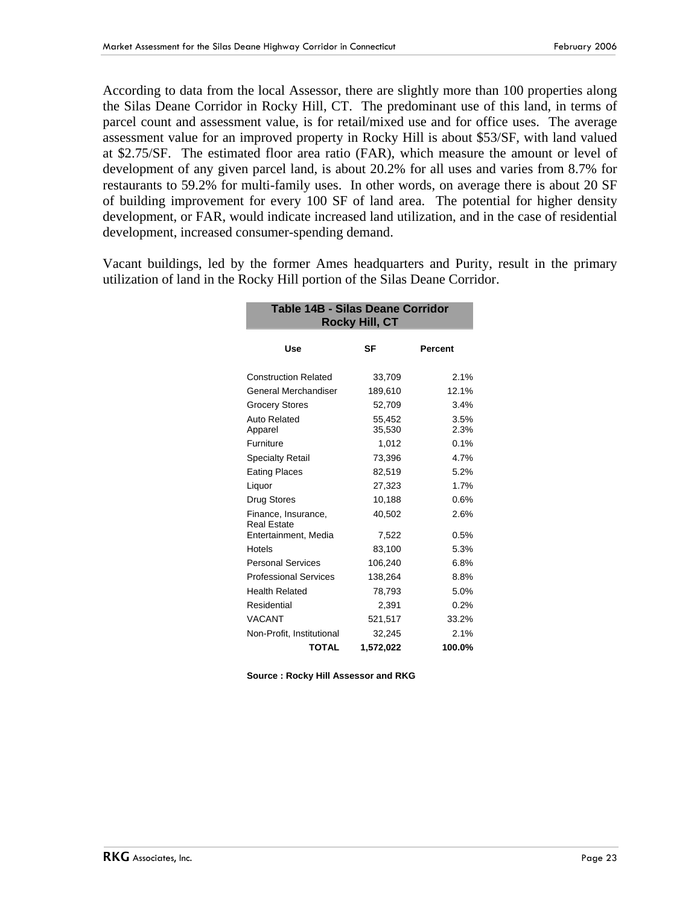According to data from the local Assessor, there are slightly more than 100 properties along the Silas Deane Corridor in Rocky Hill, CT. The predominant use of this land, in terms of parcel count and assessment value, is for retail/mixed use and for office uses. The average assessment value for an improved property in Rocky Hill is about $53/SF, with land valued at $2.75/SF. The estimated floor area ratio (FAR), which measure the amount or level of development of any given parcel land, is about 20.2% for all uses and varies from 8.7% for restaurants to 59.2% for multi-family uses. In other words, on average there is about 20 SF of building improvement for every 100 SF of land area. The potential for higher density development, or FAR, would indicate increased land utilization, and in the case of residential development, increased consumer-spending demand.

Vacant buildings, led by the former Ames headquarters and Purity, result in the primary utilization of land in the Rocky Hill portion of the Silas Deane Corridor.

**Table 14B - Silas Deane Corridor Rocky Hill, CT**

| Use | SF | Percent |
|---|---|---|
| Construction Related | 33,709 | 2.1% |
| General Merchandiser | 189,610 | 12.1% |
| Grocery Stores | 52,709 | 3.4% |
| Auto Related | 55,452 | 3.5% |
| Apparel | 35,530 | 2.3% |
| Furniture | 1,012 | 0.1% |
| Specialty Retail | 73,396 | 4.7% |
| Eating Places | 82,519 | 5.2% |
| Liquor | 27,323 | 1.7% |
| Drug Stores | 10,188 | 0.6% |
| Finance, Insurance, Real Estate | 40,502 | 2.6% |
| Entertainment, Media | 7,522 | 0.5% |
| Hotels | 83,100 | 5.3% |
| Personal Services | 106,240 | 6.8% |
| Professional Services | 138,264 | 8.8% |
| Health Related | 78,793 | 5.0% |
| Residential | 2,391 | 0.2% |
| VACANT | 521,517 | 33.2% |
| Non-Profit, Institutional | 32,245 | 2.1% |
| **TOTAL** | **1,572,022** | **100.0%** |

**Source : Rocky Hill Assessor and RKG**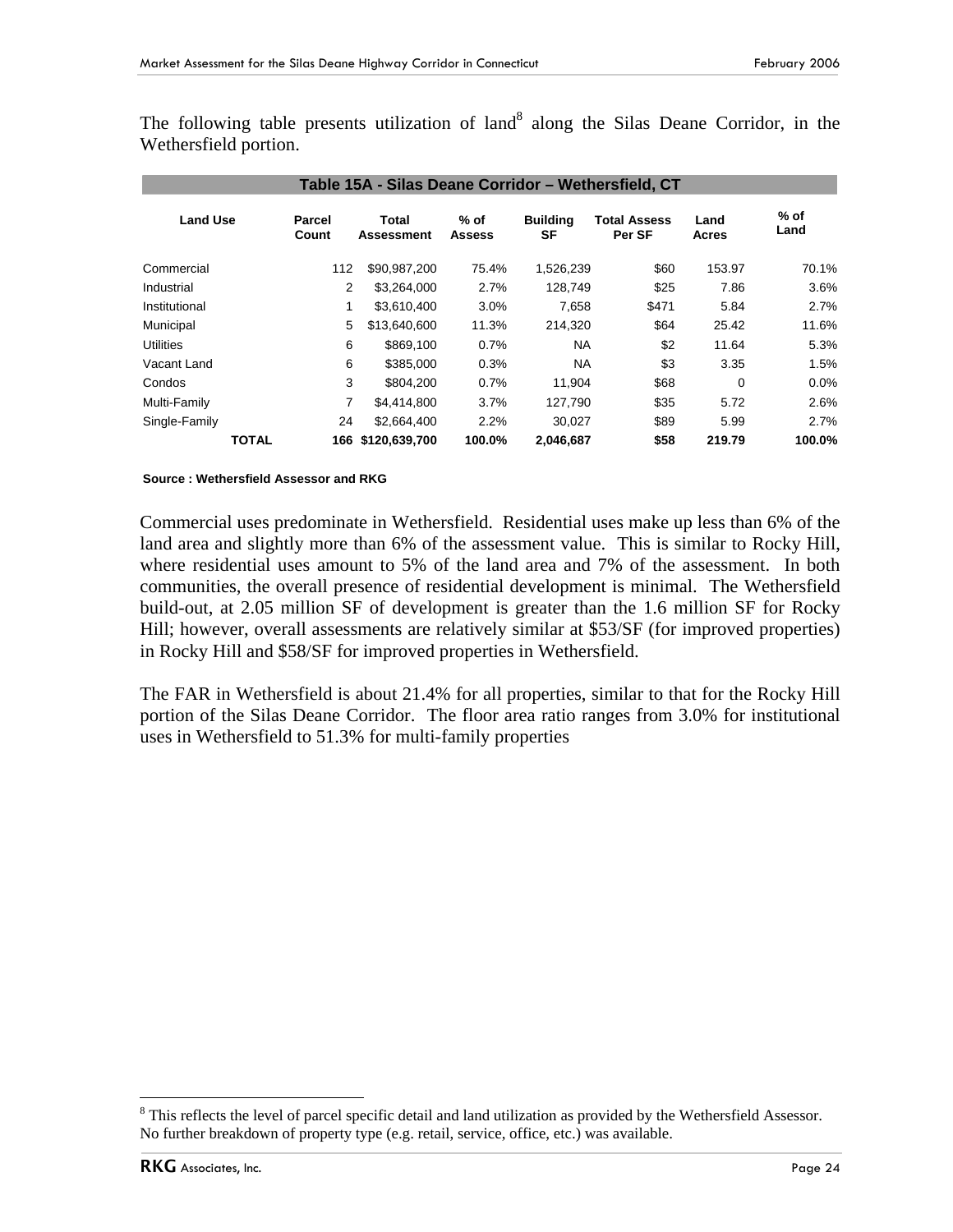The following table presents utilization of land[8] along the Silas Deane Corridor, in the Wethersfield portion.

| Table 15A - Silas Deane Corridor – Wethersfield, CT | | | | | | | |
|---|---|---|---|---|---|---|---|
| **Land Use** | **Parcel Count** | **Total Assessment** | **% of Assess** | **Building SF** | **Total Assess Per SF** | **Land Acres** | **% of Land** |
| Commercial | 112 | $90,987,200 | 75.4% | 1,526,239 | $60 | 153.97 | 70.1% |
| Industrial | 2 | $3,264,000 | 2.7% | 128,749 | $25 | 7.86 | 3.6% |
| Institutional | 1 | $3,610,400 | 3.0% | 7,658 | $471 | 5.84 | 2.7% |
| Municipal | 5 | $13,640,600 | 11.3% | 214,320 | $64 | 25.42 | 11.6% |
| Utilities | 6 | $869,100 | 0.7% | NA | $2 | 11.64 | 5.3% |
| Vacant Land | 6 | $385,000 | 0.3% | NA | $3 | 3.35 | 1.5% |
| Condos | 3 | $804,200 | 0.7% | 11,904 | $68 | 0 | 0.0% |
| Multi-Family | 7 | $4,414,800 | 3.7% | 127,790 | $35 | 5.72 | 2.6% |
| Single-Family | 24 | $2,664,400 | 2.2% | 30,027 | $89 | 5.99 | 2.7% |
| **TOTAL** | **166** | **$120,639,700** | **100.0%** | **2,046,687** | **$58** | **219.79** | **100.0%** |

**Source : Wethersfield Assessor and RKG**

Commercial uses predominate in Wethersfield. Residential uses make up less than 6% of the land area and slightly more than 6% of the assessment value. This is similar to Rocky Hill, where residential uses amount to 5% of the land area and 7% of the assessment. In both communities, the overall presence of residential development is minimal. The Wethersfield build-out, at 2.05 million SF of development is greater than the 1.6 million SF for Rocky Hill; however, overall assessments are relatively similar at $53/SF (for improved properties) in Rocky Hill and $58/SF for improved properties in Wethersfield.

The FAR in Wethersfield is about 21.4% for all properties, similar to that for the Rocky Hill portion of the Silas Deane Corridor. The floor area ratio ranges from 3.0% for institutional uses in Wethersfield to 51.3% for multi-family properties

[8] This reflects the level of parcel specific detail and land utilization as provided by the Wethersfield Assessor. No further breakdown of property type (e.g. retail, service, office, etc.) was available.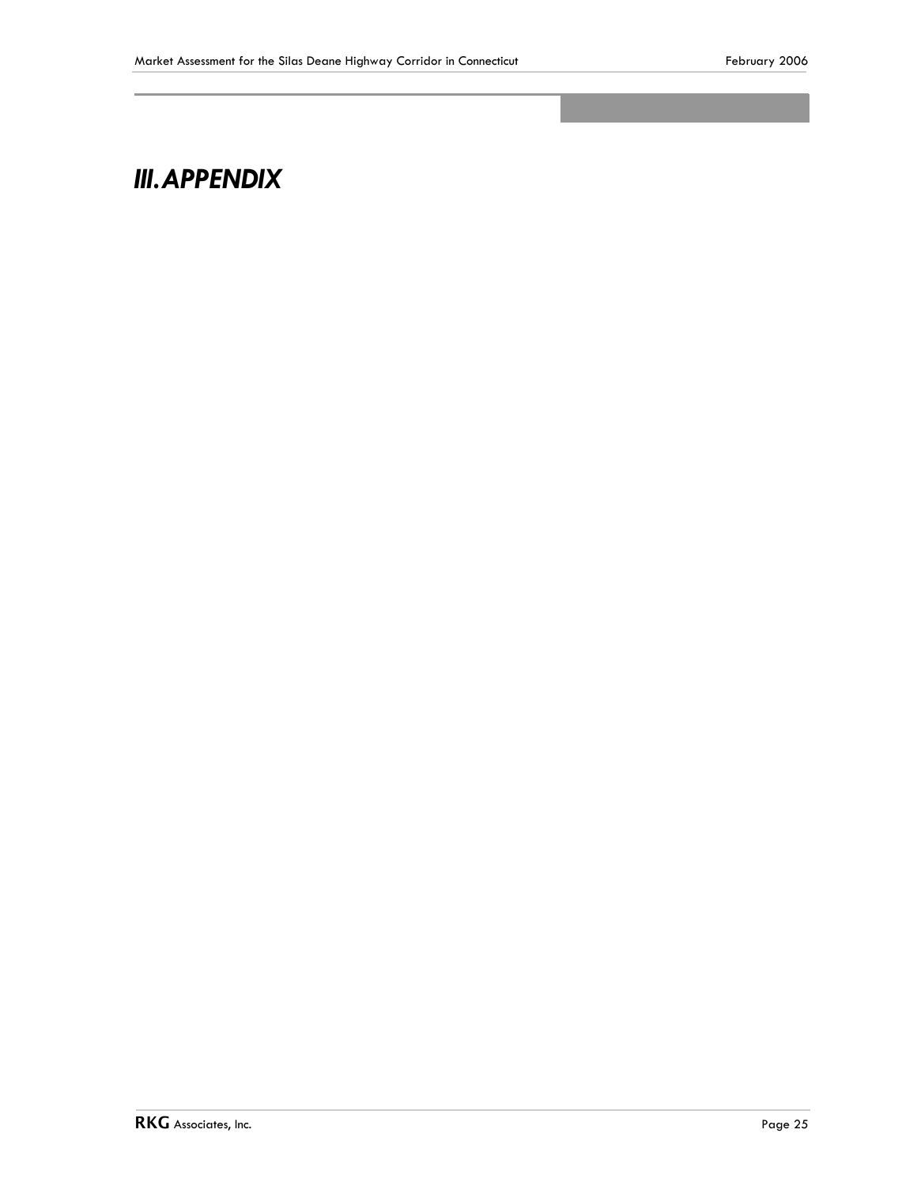# III. APPENDIX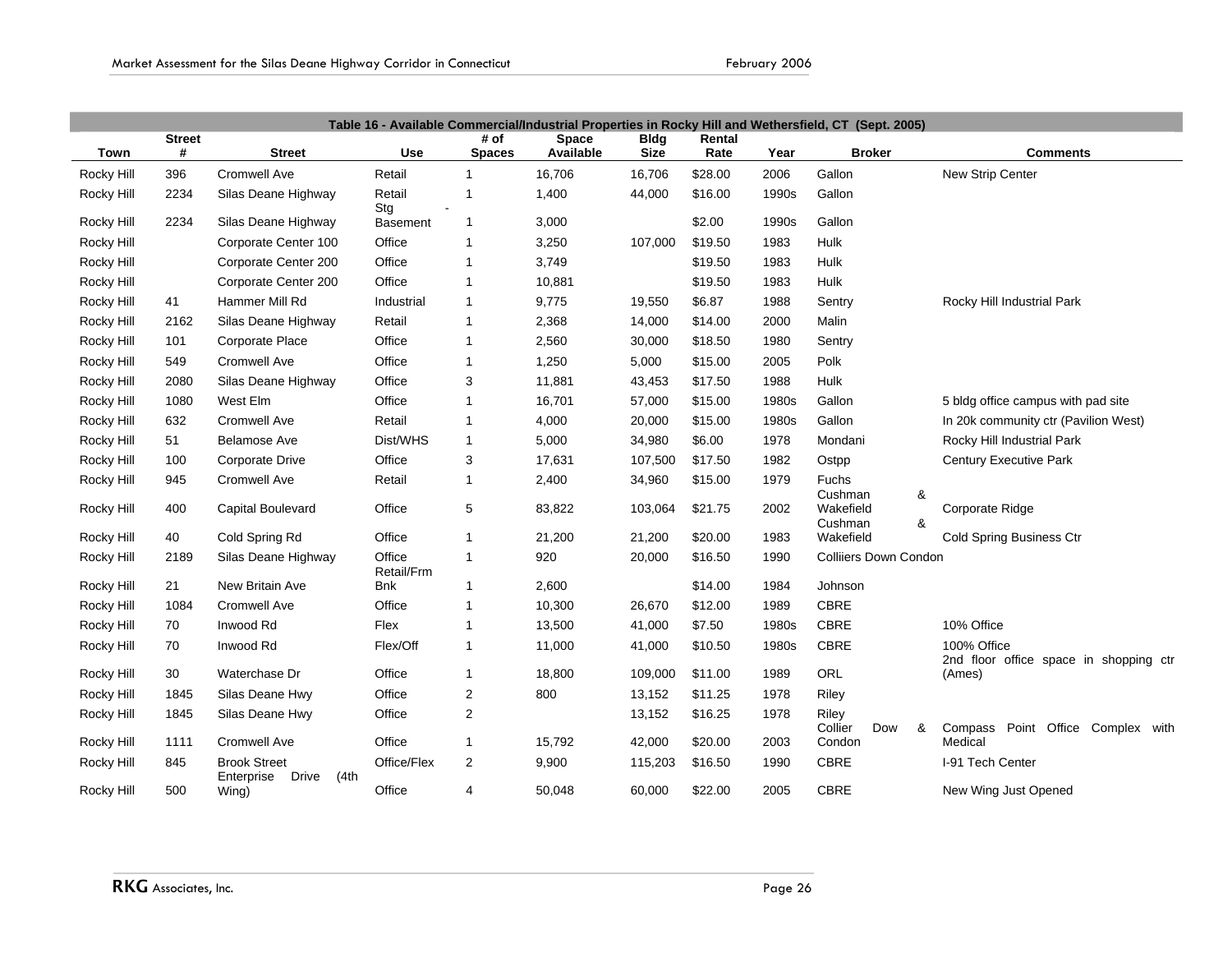| Table 16 - Available Commercial/Industrial Properties in Rocky Hill and Wethersfield, CT (Sept. 2005) | | | | | | | | | | |
|---|---|---|---|---|---|---|---|---|---|---|
| Town | Street # | Street | Use | # of Spaces | Space Available | Bldg Size | Rental Rate | Year | Broker | Comments |
| Rocky Hill | 396 | Cromwell Ave | Retail | 1 | 16,706 | 16,706 | $28.00 | 2006 | Gallon | New Strip Center |
| Rocky Hill | 2234 | Silas Deane Highway | Retail | 1 | 1,400 | 44,000 | $16.00 | 1990s | Gallon | |
| Rocky Hill | 2234 | Silas Deane Highway | Stg - Basement | 1 | 3,000 | | $2.00 | 1990s | Gallon | |
| Rocky Hill | | Corporate Center 100 | Office | 1 | 3,250 | 107,000 | $19.50 | 1983 | Hulk | |
| Rocky Hill | | Corporate Center 200 | Office | 1 | 3,749 | | $19.50 | 1983 | Hulk | |
| Rocky Hill | | Corporate Center 200 | Office | 1 | 10,881 | | $19.50 | 1983 | Hulk | |
| Rocky Hill | 41 | Hammer Mill Rd | Industrial | 1 | 9,775 | 19,550 | $6.87 | 1988 | Sentry | Rocky Hill Industrial Park |
| Rocky Hill | 2162 | Silas Deane Highway | Retail | 1 | 2,368 | 14,000 | $14.00 | 2000 | Malin | |
| Rocky Hill | 101 | Corporate Place | Office | 1 | 2,560 | 30,000 | $18.50 | 1980 | Sentry | |
| Rocky Hill | 549 | Cromwell Ave | Office | 1 | 1,250 | 5,000 | $15.00 | 2005 | Polk | |
| Rocky Hill | 2080 | Silas Deane Highway | Office | 3 | 11,881 | 43,453 | $17.50 | 1988 | Hulk | |
| Rocky Hill | 1080 | West Elm | Office | 1 | 16,701 | 57,000 | $15.00 | 1980s | Gallon | 5 bldg office campus with pad site |
| Rocky Hill | 632 | Cromwell Ave | Retail | 1 | 4,000 | 20,000 | $15.00 | 1980s | Gallon | In 20k community ctr (Pavilion West) |
| Rocky Hill | 51 | Belamose Ave | Dist/WHS | 1 | 5,000 | 34,980 | $6.00 | 1978 | Mondani | Rocky Hill Industrial Park |
| Rocky Hill | 100 | Corporate Drive | Office | 3 | 17,631 | 107,500 | $17.50 | 1982 | Ostpp | Century Executive Park |
| Rocky Hill | 945 | Cromwell Ave | Retail | 1 | 2,400 | 34,960 | $15.00 | 1979 | Fuchs | |
| Rocky Hill | 400 | Capital Boulevard | Office | 5 | 83,822 | 103,064 | $21.75 | 2002 | Cushman & Wakefield | Corporate Ridge |
| Rocky Hill | 40 | Cold Spring Rd | Office | 1 | 21,200 | 21,200 | $20.00 | 1983 | Cushman & Wakefield | Cold Spring Business Ctr |
| Rocky Hill | 2189 | Silas Deane Highway | Office | 1 | 920 | 20,000 | $16.50 | 1990 | Colliiers Down Condon | |
| Rocky Hill | 21 | New Britain Ave | Retail/Frm Bnk | 1 | 2,600 | | $14.00 | 1984 | Johnson | |
| Rocky Hill | 1084 | Cromwell Ave | Office | 1 | 10,300 | 26,670 | $12.00 | 1989 | CBRE | |
| Rocky Hill | 70 | Inwood Rd | Flex | 1 | 13,500 | 41,000 | $7.50 | 1980s | CBRE | 10% Office |
| Rocky Hill | 70 | Inwood Rd | Flex/Off | 1 | 11,000 | 41,000 | $10.50 | 1980s | CBRE | 100% Office |
| Rocky Hill | 30 | Waterchase Dr | Office | 1 | 18,800 | 109,000 | $11.00 | 1989 | ORL | 2nd floor office space in shopping ctr (Ames) |
| Rocky Hill | 1845 | Silas Deane Hwy | Office | 2 | 800 | 13,152 | $11.25 | 1978 | Riley | |
| Rocky Hill | 1845 | Silas Deane Hwy | Office | 2 | | 13,152 | $16.25 | 1978 | Riley | |
| Rocky Hill | 1111 | Cromwell Ave | Office | 1 | 15,792 | 42,000 | $20.00 | 2003 | Collier Dow & Condon | Compass Point Office Complex with Medical |
| Rocky Hill | 845 | Brook Street | Office/Flex | 2 | 9,900 | 115,203 | $16.50 | 1990 | CBRE | I-91 Tech Center |
| Rocky Hill | 500 | Enterprise Drive (4th Wing) | Office | 4 | 50,048 | 60,000 | $22.00 | 2005 | CBRE | New Wing Just Opened |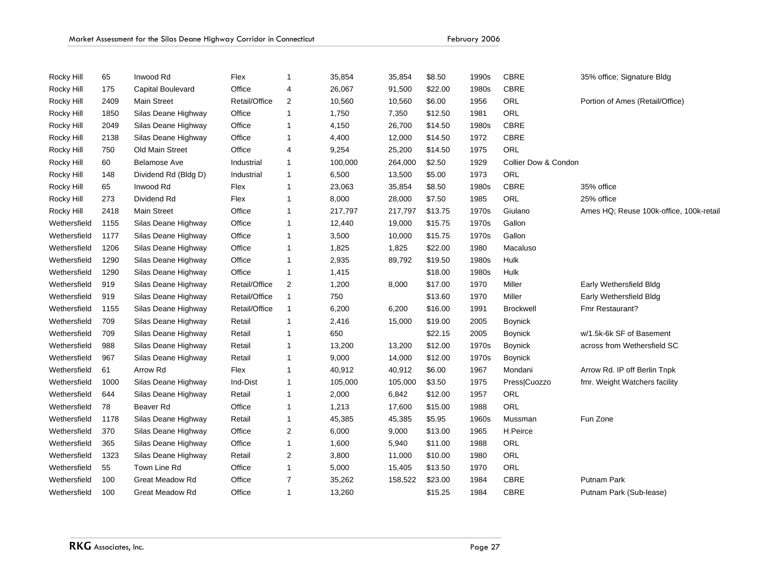| | | | | | | | | | | |
|---|---|---|---|---|---|---|---|---|---|---|
| Rocky Hill | 65 | Inwood Rd | Flex | 1 | 35,854 | 35,854 | $8.50 | 1990s | CBRE | 35% office; Signature Bldg |
| Rocky Hill | 175 | Capital Boulevard | Office | 4 | 26,067 | 91,500 | $22.00 | 1980s | CBRE | |
| Rocky Hill | 2409 | Main Street | Retail/Office | 2 | 10,560 | 10,560 | $6.00 | 1956 | ORL | Portion of Ames (Retail/Office) |
| Rocky Hill | 1850 | Silas Deane Highway | Office | 1 | 1,750 | 7,350 | $12.50 | 1981 | ORL | |
| Rocky Hill | 2049 | Silas Deane Highway | Office | 1 | 4,150 | 26,700 | $14.50 | 1980s | CBRE | |
| Rocky Hill | 2138 | Silas Deane Highway | Office | 1 | 4,400 | 12,000 | $14.50 | 1972 | CBRE | |
| Rocky Hill | 750 | Old Main Street | Office | 4 | 9,254 | 25,200 | $14.50 | 1975 | ORL | |
| Rocky Hill | 60 | Belamose Ave | Industrial | 1 | 100,000 | 264,000 | $2.50 | 1929 | Collier Dow & Condon | |
| Rocky Hill | 148 | Dividend Rd (Bldg D) | Industrial | 1 | 6,500 | 13,500 | $5.00 | 1973 | ORL | |
| Rocky Hill | 65 | Inwood Rd | Flex | 1 | 23,063 | 35,854 | $8.50 | 1980s | CBRE | 35% office |
| Rocky Hill | 273 | Dividend Rd | Flex | 1 | 8,000 | 28,000 | $7.50 | 1985 | ORL | 25% office |
| Rocky Hill | 2418 | Main Street | Office | 1 | 217,797 | 217,797 | $13.75 | 1970s | Giulano | Ames HQ; Reuse 100k-office, 100k-retail |
| Wethersfield | 1155 | Silas Deane Highway | Office | 1 | 12,440 | 19,000 | $15.75 | 1970s | Gallon | |
| Wethersfield | 1177 | Silas Deane Highway | Office | 1 | 3,500 | 10,000 | $15.75 | 1970s | Gallon | |
| Wethersfield | 1206 | Silas Deane Highway | Office | 1 | 1,825 | 1,825 | $22.00 | 1980 | Macaluso | |
| Wethersfield | 1290 | Silas Deane Highway | Office | 1 | 2,935 | 89,792 | $19.50 | 1980s | Hulk | |
| Wethersfield | 1290 | Silas Deane Highway | Office | 1 | 1,415 | | $18.00 | 1980s | Hulk | |
| Wethersfield | 919 | Silas Deane Highway | Retail/Office | 2 | 1,200 | 8,000 | $17.00 | 1970 | Miller | Early Wethersfield Bldg |
| Wethersfield | 919 | Silas Deane Highway | Retail/Office | 1 | 750 | | $13.60 | 1970 | Miller | Early Wethersfield Bldg |
| Wethersfield | 1155 | Silas Deane Highway | Retail/Office | 1 | 6,200 | 6,200 | $16.00 | 1991 | Brockwell | Fmr Restaurant? |
| Wethersfield | 709 | Silas Deane Highway | Retail | 1 | 2,416 | 15,000 | $19.00 | 2005 | Boynick | |
| Wethersfield | 709 | Silas Deane Highway | Retail | 1 | 650 | | $22.15 | 2005 | Boynick | w/1.5k-6k SF of Basement |
| Wethersfield | 988 | Silas Deane Highway | Retail | 1 | 13,200 | 13,200 | $12.00 | 1970s | Boynick | across from Wethersfield SC |
| Wethersfield | 967 | Silas Deane Highway | Retail | 1 | 9,000 | 14,000 | $12.00 | 1970s | Boynick | |
| Wethersfield | 61 | Arrow Rd | Flex | 1 | 40,912 | 40,912 | $6.00 | 1967 | Mondani | Arrow Rd. IP off Berlin Tnpk |
| Wethersfield | 1000 | Silas Deane Highway | Ind-Dist | 1 | 105,000 | 105,000 | $3.50 | 1975 | Press\|Cuozzo | fmr. Weight Watchers facility |
| Wethersfield | 644 | Silas Deane Highway | Retail | 1 | 2,000 | 6,842 | $12.00 | 1957 | ORL | |
| Wethersfield | 78 | Beaver Rd | Office | 1 | 1,213 | 17,600 | $15.00 | 1988 | ORL | |
| Wethersfield | 1178 | Silas Deane Highway | Retail | 1 | 45,385 | 45,385 | $5.95 | 1960s | Mussman | Fun Zone |
| Wethersfield | 370 | Silas Deane Highway | Office | 2 | 6,000 | 9,000 | $13.00 | 1965 | H.Peirce | |
| Wethersfield | 365 | Silas Deane Highway | Office | 1 | 1,600 | 5,940 | $11.00 | 1988 | ORL | |
| Wethersfield | 1323 | Silas Deane Highway | Retail | 2 | 3,800 | 11,000 | $10.00 | 1980 | ORL | |
| Wethersfield | 55 | Town Line Rd | Office | 1 | 5,000 | 15,405 | $13.50 | 1970 | ORL | |
| Wethersfield | 100 | Great Meadow Rd | Office | 7 | 35,262 | 158,522 | $23.00 | 1984 | CBRE | Putnam Park |
| Wethersfield | 100 | Great Meadow Rd | Office | 1 | 13,260 | | $15.25 | 1984 | CBRE | Putnam Park (Sub-lease) |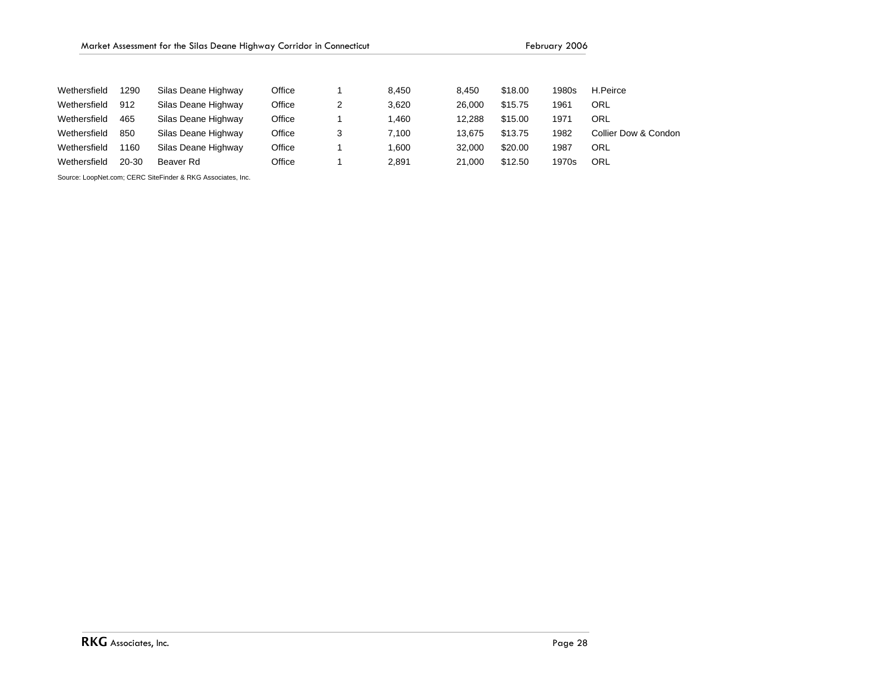| | | | | | | | | | |
|---|---|---|---|---|---|---|---|---|---|
| Wethersfield | 1290 | Silas Deane Highway | Office | 1 | 8,450 | 8,450 | $18.00 | 1980s | H.Peirce |
| Wethersfield | 912 | Silas Deane Highway | Office | 2 | 3,620 | 26,000 | $15.75 | 1961 | ORL |
| Wethersfield | 465 | Silas Deane Highway | Office | 1 | 1,460 | 12,288 | $15.00 | 1971 | ORL |
| Wethersfield | 850 | Silas Deane Highway | Office | 3 | 7,100 | 13,675 | $13.75 | 1982 | Collier Dow & Condon |
| Wethersfield | 1160 | Silas Deane Highway | Office | 1 | 1,600 | 32,000 | $20.00 | 1987 | ORL |
| Wethersfield | 20-30 | Beaver Rd | Office | 1 | 2,891 | 21,000 | $12.50 | 1970s | ORL |

Source: LoopNet.com; CERC SiteFinder & RKG Associates, Inc.